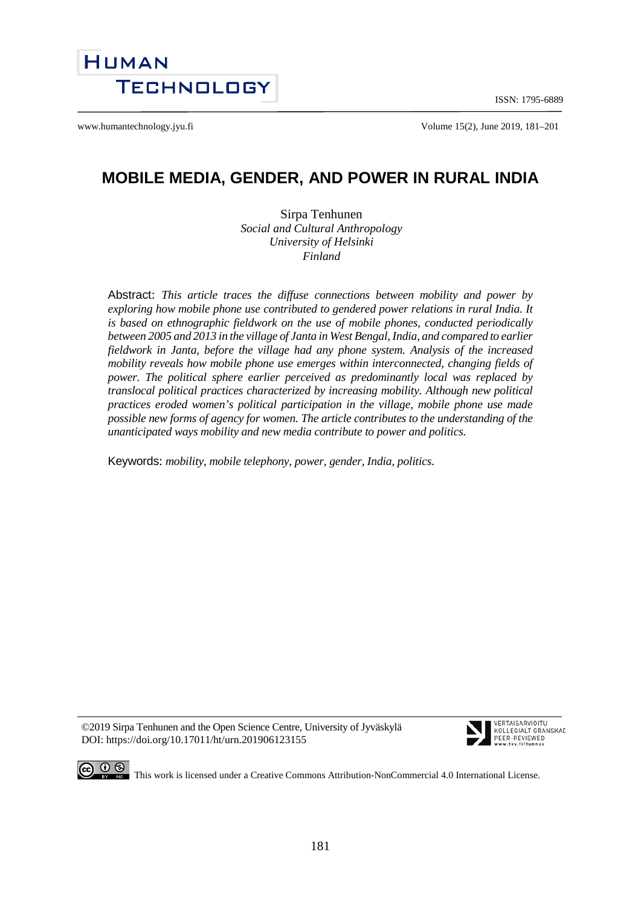# MOBILE MEDIA, GENDER, AND POWER IN RURAL INDIA

Sirpa Tenhunen
*Social and Cultural Anthropology*
*University of Helsinki*
*Finland*

Abstract: *This article traces the diffuse connections between mobility and power by exploring how mobile phone use contributed to gendered power relations in rural India. It is based on ethnographic fieldwork on the use of mobile phones, conducted periodically between 2005 and 2013 in the village of Janta in West Bengal, India, and compared to earlier fieldwork in Janta, before the village had any phone system. Analysis of the increased mobility reveals how mobile phone use emerges within interconnected, changing fields of power. The political sphere earlier perceived as predominantly local was replaced by translocal political practices characterized by increasing mobility. Although new political practices eroded women's political participation in the village, mobile phone use made possible new forms of agency for women. The article contributes to the understanding of the unanticipated ways mobility and new media contribute to power and politics.*

Keywords: *mobility, mobile telephony, power, gender, India, politics.*

©2019 Sirpa Tenhunen and the Open Science Centre, University of Jyväskylä
DOI: https://doi.org/10.17011/ht/urn.201906123155

This work is licensed under a Creative Commons Attribution-NonCommercial 4.0 International License.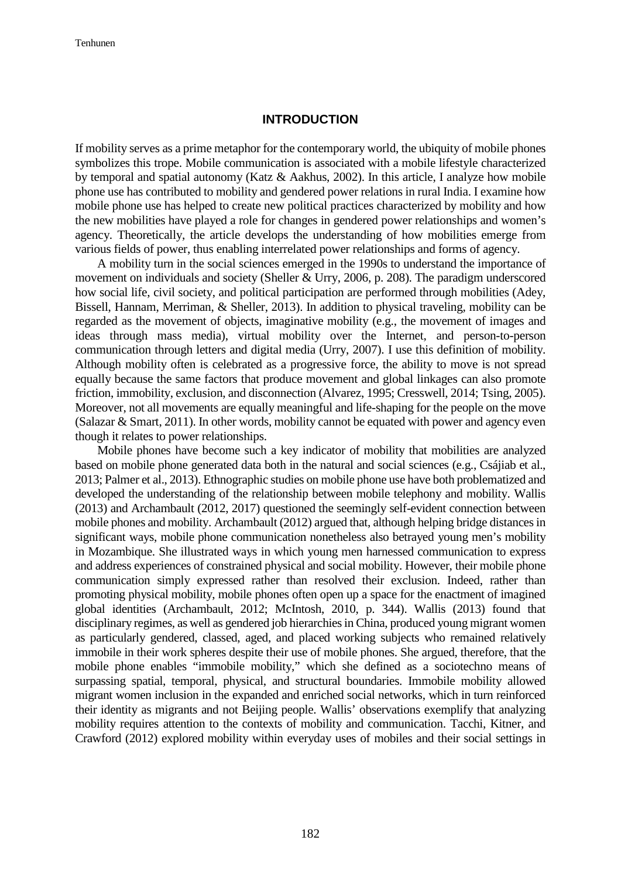## INTRODUCTION

If mobility serves as a prime metaphor for the contemporary world, the ubiquity of mobile phones symbolizes this trope. Mobile communication is associated with a mobile lifestyle characterized by temporal and spatial autonomy (Katz & Aakhus, 2002). In this article, I analyze how mobile phone use has contributed to mobility and gendered power relations in rural India. I examine how mobile phone use has helped to create new political practices characterized by mobility and how the new mobilities have played a role for changes in gendered power relationships and women's agency. Theoretically, the article develops the understanding of how mobilities emerge from various fields of power, thus enabling interrelated power relationships and forms of agency.

A mobility turn in the social sciences emerged in the 1990s to understand the importance of movement on individuals and society (Sheller & Urry, 2006, p. 208). The paradigm underscored how social life, civil society, and political participation are performed through mobilities (Adey, Bissell, Hannam, Merriman, & Sheller, 2013). In addition to physical traveling, mobility can be regarded as the movement of objects, imaginative mobility (e.g., the movement of images and ideas through mass media), virtual mobility over the Internet, and person-to-person communication through letters and digital media (Urry, 2007). I use this definition of mobility. Although mobility often is celebrated as a progressive force, the ability to move is not spread equally because the same factors that produce movement and global linkages can also promote friction, immobility, exclusion, and disconnection (Alvarez, 1995; Cresswell, 2014; Tsing, 2005). Moreover, not all movements are equally meaningful and life-shaping for the people on the move (Salazar & Smart, 2011). In other words, mobility cannot be equated with power and agency even though it relates to power relationships.

Mobile phones have become such a key indicator of mobility that mobilities are analyzed based on mobile phone generated data both in the natural and social sciences (e.g., Csájiab et al., 2013; Palmer et al., 2013). Ethnographic studies on mobile phone use have both problematized and developed the understanding of the relationship between mobile telephony and mobility. Wallis (2013) and Archambault (2012, 2017) questioned the seemingly self-evident connection between mobile phones and mobility. Archambault (2012) argued that, although helping bridge distances in significant ways, mobile phone communication nonetheless also betrayed young men's mobility in Mozambique. She illustrated ways in which young men harnessed communication to express and address experiences of constrained physical and social mobility. However, their mobile phone communication simply expressed rather than resolved their exclusion. Indeed, rather than promoting physical mobility, mobile phones often open up a space for the enactment of imagined global identities (Archambault, 2012; McIntosh, 2010, p. 344). Wallis (2013) found that disciplinary regimes, as well as gendered job hierarchies in China, produced young migrant women as particularly gendered, classed, aged, and placed working subjects who remained relatively immobile in their work spheres despite their use of mobile phones. She argued, therefore, that the mobile phone enables "immobile mobility," which she defined as a sociotechno means of surpassing spatial, temporal, physical, and structural boundaries. Immobile mobility allowed migrant women inclusion in the expanded and enriched social networks, which in turn reinforced their identity as migrants and not Beijing people. Wallis' observations exemplify that analyzing mobility requires attention to the contexts of mobility and communication. Tacchi, Kitner, and Crawford (2012) explored mobility within everyday uses of mobiles and their social settings in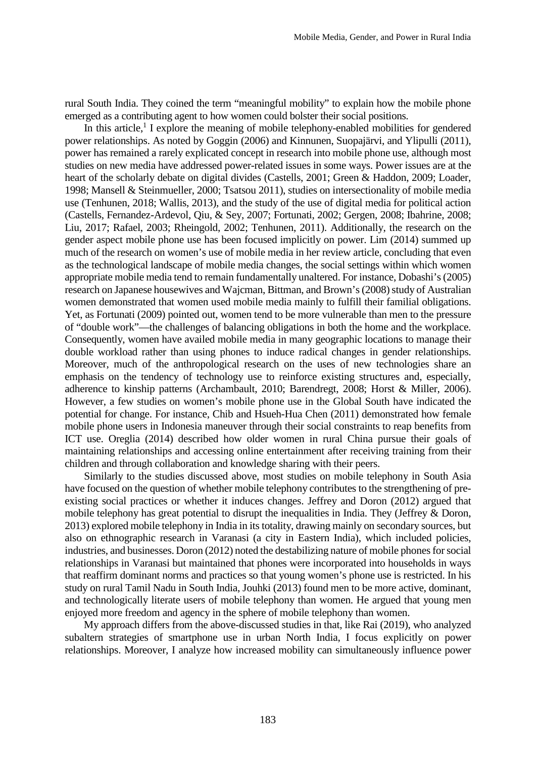rural South India. They coined the term "meaningful mobility" to explain how the mobile phone emerged as a contributing agent to how women could bolster their social positions.

In this article,[1] I explore the meaning of mobile telephony-enabled mobilities for gendered power relationships. As noted by Goggin (2006) and Kinnunen, Suopajärvi, and Ylipulli (2011), power has remained a rarely explicated concept in research into mobile phone use, although most studies on new media have addressed power-related issues in some ways. Power issues are at the heart of the scholarly debate on digital divides (Castells, 2001; Green & Haddon, 2009; Loader, 1998; Mansell & Steinmueller, 2000; Tsatsou 2011), studies on intersectionality of mobile media use (Tenhunen, 2018; Wallis, 2013), and the study of the use of digital media for political action (Castells, Fernandez-Ardevol, Qiu, & Sey, 2007; Fortunati, 2002; Gergen, 2008; Ibahrine, 2008; Liu, 2017; Rafael, 2003; Rheingold, 2002; Tenhunen, 2011). Additionally, the research on the gender aspect mobile phone use has been focused implicitly on power. Lim (2014) summed up much of the research on women's use of mobile media in her review article, concluding that even as the technological landscape of mobile media changes, the social settings within which women appropriate mobile media tend to remain fundamentally unaltered. For instance, Dobashi's (2005) research on Japanese housewives and Wajcman, Bittman, and Brown's (2008) study of Australian women demonstrated that women used mobile media mainly to fulfill their familial obligations. Yet, as Fortunati (2009) pointed out, women tend to be more vulnerable than men to the pressure of "double work"—the challenges of balancing obligations in both the home and the workplace. Consequently, women have availed mobile media in many geographic locations to manage their double workload rather than using phones to induce radical changes in gender relationships. Moreover, much of the anthropological research on the uses of new technologies share an emphasis on the tendency of technology use to reinforce existing structures and, especially, adherence to kinship patterns (Archambault, 2010; Barendregt, 2008; Horst & Miller, 2006). However, a few studies on women's mobile phone use in the Global South have indicated the potential for change. For instance, Chib and Hsueh-Hua Chen (2011) demonstrated how female mobile phone users in Indonesia maneuver through their social constraints to reap benefits from ICT use. Oreglia (2014) described how older women in rural China pursue their goals of maintaining relationships and accessing online entertainment after receiving training from their children and through collaboration and knowledge sharing with their peers.

Similarly to the studies discussed above, most studies on mobile telephony in South Asia have focused on the question of whether mobile telephony contributes to the strengthening of pre-existing social practices or whether it induces changes. Jeffrey and Doron (2012) argued that mobile telephony has great potential to disrupt the inequalities in India. They (Jeffrey & Doron, 2013) explored mobile telephony in India in its totality, drawing mainly on secondary sources, but also on ethnographic research in Varanasi (a city in Eastern India), which included policies, industries, and businesses. Doron (2012) noted the destabilizing nature of mobile phones for social relationships in Varanasi but maintained that phones were incorporated into households in ways that reaffirm dominant norms and practices so that young women's phone use is restricted. In his study on rural Tamil Nadu in South India, Jouhki (2013) found men to be more active, dominant, and technologically literate users of mobile telephony than women. He argued that young men enjoyed more freedom and agency in the sphere of mobile telephony than women.

My approach differs from the above-discussed studies in that, like Rai (2019), who analyzed subaltern strategies of smartphone use in urban North India, I focus explicitly on power relationships. Moreover, I analyze how increased mobility can simultaneously influence power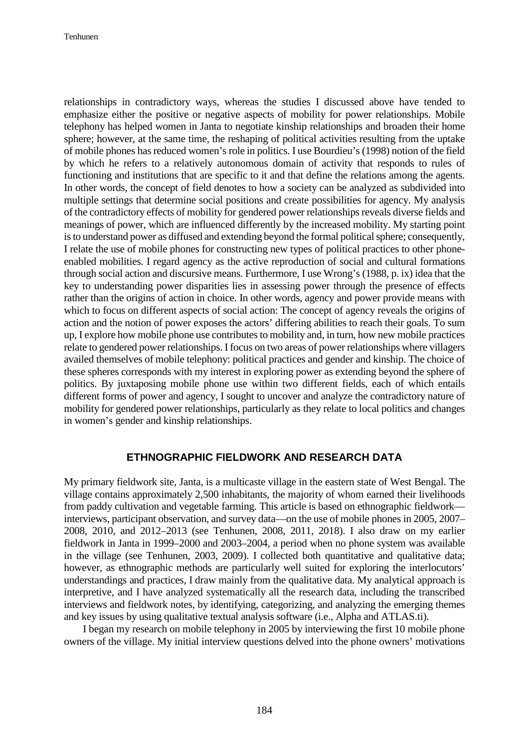relationships in contradictory ways, whereas the studies I discussed above have tended to emphasize either the positive or negative aspects of mobility for power relationships. Mobile telephony has helped women in Janta to negotiate kinship relationships and broaden their home sphere; however, at the same time, the reshaping of political activities resulting from the uptake of mobile phones has reduced women's role in politics. I use Bourdieu's (1998) notion of the field by which he refers to a relatively autonomous domain of activity that responds to rules of functioning and institutions that are specific to it and that define the relations among the agents. In other words, the concept of field denotes to how a society can be analyzed as subdivided into multiple settings that determine social positions and create possibilities for agency. My analysis of the contradictory effects of mobility for gendered power relationships reveals diverse fields and meanings of power, which are influenced differently by the increased mobility. My starting point is to understand power as diffused and extending beyond the formal political sphere; consequently, I relate the use of mobile phones for constructing new types of political practices to other phone-enabled mobilities. I regard agency as the active reproduction of social and cultural formations through social action and discursive means. Furthermore, I use Wrong's (1988, p. ix) idea that the key to understanding power disparities lies in assessing power through the presence of effects rather than the origins of action in choice. In other words, agency and power provide means with which to focus on different aspects of social action: The concept of agency reveals the origins of action and the notion of power exposes the actors' differing abilities to reach their goals. To sum up, I explore how mobile phone use contributes to mobility and, in turn, how new mobile practices relate to gendered power relationships. I focus on two areas of power relationships where villagers availed themselves of mobile telephony: political practices and gender and kinship. The choice of these spheres corresponds with my interest in exploring power as extending beyond the sphere of politics. By juxtaposing mobile phone use within two different fields, each of which entails different forms of power and agency, I sought to uncover and analyze the contradictory nature of mobility for gendered power relationships, particularly as they relate to local politics and changes in women's gender and kinship relationships.

## ETHNOGRAPHIC FIELDWORK AND RESEARCH DATA

My primary fieldwork site, Janta, is a multicaste village in the eastern state of West Bengal. The village contains approximately 2,500 inhabitants, the majority of whom earned their livelihoods from paddy cultivation and vegetable farming. This article is based on ethnographic fieldwork—interviews, participant observation, and survey data—on the use of mobile phones in 2005, 2007–2008, 2010, and 2012–2013 (see Tenhunen, 2008, 2011, 2018). I also draw on my earlier fieldwork in Janta in 1999–2000 and 2003–2004, a period when no phone system was available in the village (see Tenhunen, 2003, 2009). I collected both quantitative and qualitative data; however, as ethnographic methods are particularly well suited for exploring the interlocutors' understandings and practices, I draw mainly from the qualitative data. My analytical approach is interpretive, and I have analyzed systematically all the research data, including the transcribed interviews and fieldwork notes, by identifying, categorizing, and analyzing the emerging themes and key issues by using qualitative textual analysis software (i.e., Alpha and ATLAS.ti).

I began my research on mobile telephony in 2005 by interviewing the first 10 mobile phone owners of the village. My initial interview questions delved into the phone owners' motivations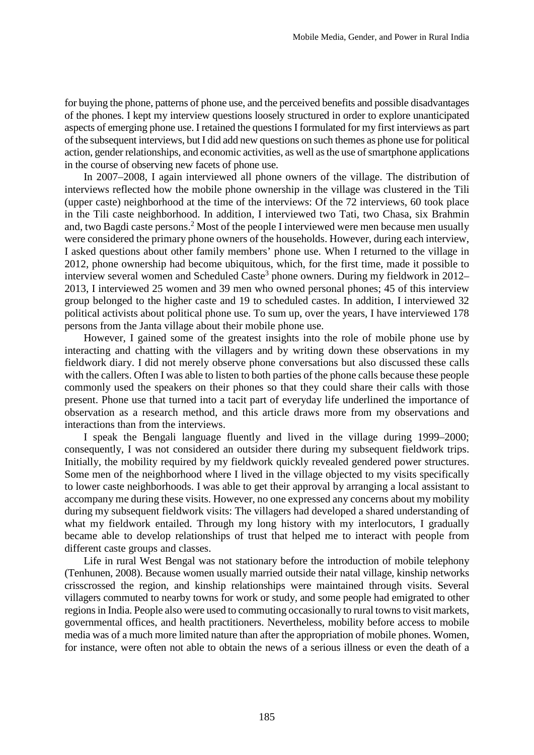for buying the phone, patterns of phone use, and the perceived benefits and possible disadvantages of the phones. I kept my interview questions loosely structured in order to explore unanticipated aspects of emerging phone use. I retained the questions I formulated for my first interviews as part of the subsequent interviews, but I did add new questions on such themes as phone use for political action, gender relationships, and economic activities, as well as the use of smartphone applications in the course of observing new facets of phone use.

In 2007–2008, I again interviewed all phone owners of the village. The distribution of interviews reflected how the mobile phone ownership in the village was clustered in the Tili (upper caste) neighborhood at the time of the interviews: Of the 72 interviews, 60 took place in the Tili caste neighborhood. In addition, I interviewed two Tati, two Chasa, six Brahmin and, two Bagdi caste persons.[2] Most of the people I interviewed were men because men usually were considered the primary phone owners of the households. However, during each interview, I asked questions about other family members' phone use. When I returned to the village in 2012, phone ownership had become ubiquitous, which, for the first time, made it possible to interview several women and Scheduled Caste[3] phone owners. During my fieldwork in 2012–2013, I interviewed 25 women and 39 men who owned personal phones; 45 of this interview group belonged to the higher caste and 19 to scheduled castes. In addition, I interviewed 32 political activists about political phone use. To sum up, over the years, I have interviewed 178 persons from the Janta village about their mobile phone use.

However, I gained some of the greatest insights into the role of mobile phone use by interacting and chatting with the villagers and by writing down these observations in my fieldwork diary. I did not merely observe phone conversations but also discussed these calls with the callers. Often I was able to listen to both parties of the phone calls because these people commonly used the speakers on their phones so that they could share their calls with those present. Phone use that turned into a tacit part of everyday life underlined the importance of observation as a research method, and this article draws more from my observations and interactions than from the interviews.

I speak the Bengali language fluently and lived in the village during 1999–2000; consequently, I was not considered an outsider there during my subsequent fieldwork trips. Initially, the mobility required by my fieldwork quickly revealed gendered power structures. Some men of the neighborhood where I lived in the village objected to my visits specifically to lower caste neighborhoods. I was able to get their approval by arranging a local assistant to accompany me during these visits. However, no one expressed any concerns about my mobility during my subsequent fieldwork visits: The villagers had developed a shared understanding of what my fieldwork entailed. Through my long history with my interlocutors, I gradually became able to develop relationships of trust that helped me to interact with people from different caste groups and classes.

Life in rural West Bengal was not stationary before the introduction of mobile telephony (Tenhunen, 2008). Because women usually married outside their natal village, kinship networks crisscrossed the region, and kinship relationships were maintained through visits. Several villagers commuted to nearby towns for work or study, and some people had emigrated to other regions in India. People also were used to commuting occasionally to rural towns to visit markets, governmental offices, and health practitioners. Nevertheless, mobility before access to mobile media was of a much more limited nature than after the appropriation of mobile phones. Women, for instance, were often not able to obtain the news of a serious illness or even the death of a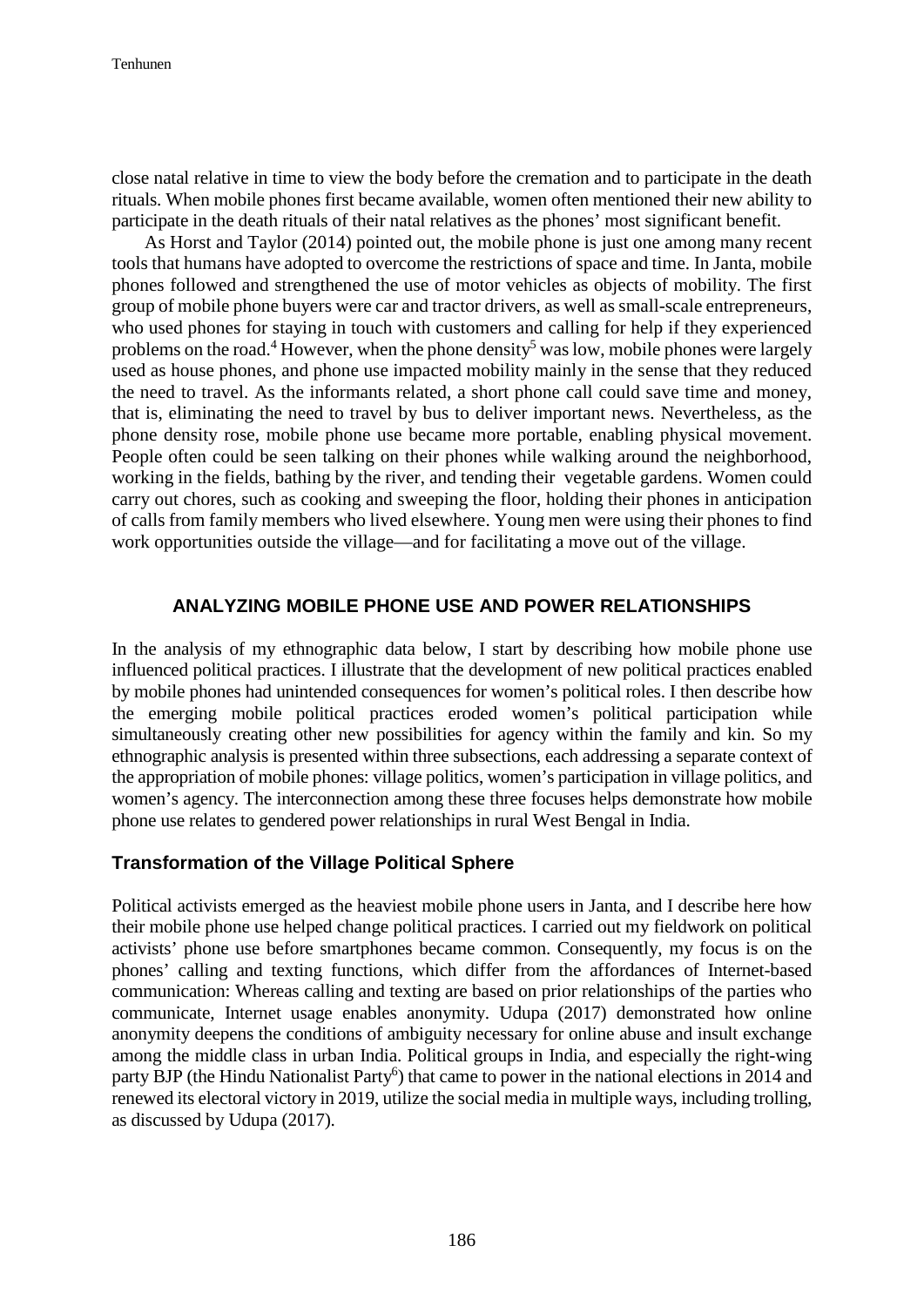close natal relative in time to view the body before the cremation and to participate in the death rituals. When mobile phones first became available, women often mentioned their new ability to participate in the death rituals of their natal relatives as the phones' most significant benefit.

As Horst and Taylor (2014) pointed out, the mobile phone is just one among many recent tools that humans have adopted to overcome the restrictions of space and time. In Janta, mobile phones followed and strengthened the use of motor vehicles as objects of mobility. The first group of mobile phone buyers were car and tractor drivers, as well as small-scale entrepreneurs, who used phones for staying in touch with customers and calling for help if they experienced problems on the road.[4] However, when the phone density[5] was low, mobile phones were largely used as house phones, and phone use impacted mobility mainly in the sense that they reduced the need to travel. As the informants related, a short phone call could save time and money, that is, eliminating the need to travel by bus to deliver important news. Nevertheless, as the phone density rose, mobile phone use became more portable, enabling physical movement. People often could be seen talking on their phones while walking around the neighborhood, working in the fields, bathing by the river, and tending their vegetable gardens. Women could carry out chores, such as cooking and sweeping the floor, holding their phones in anticipation of calls from family members who lived elsewhere. Young men were using their phones to find work opportunities outside the village—and for facilitating a move out of the village.

## ANALYZING MOBILE PHONE USE AND POWER RELATIONSHIPS

In the analysis of my ethnographic data below, I start by describing how mobile phone use influenced political practices. I illustrate that the development of new political practices enabled by mobile phones had unintended consequences for women's political roles. I then describe how the emerging mobile political practices eroded women's political participation while simultaneously creating other new possibilities for agency within the family and kin. So my ethnographic analysis is presented within three subsections, each addressing a separate context of the appropriation of mobile phones: village politics, women's participation in village politics, and women's agency. The interconnection among these three focuses helps demonstrate how mobile phone use relates to gendered power relationships in rural West Bengal in India.

### Transformation of the Village Political Sphere

Political activists emerged as the heaviest mobile phone users in Janta, and I describe here how their mobile phone use helped change political practices. I carried out my fieldwork on political activists' phone use before smartphones became common. Consequently, my focus is on the phones' calling and texting functions, which differ from the affordances of Internet-based communication: Whereas calling and texting are based on prior relationships of the parties who communicate, Internet usage enables anonymity. Udupa (2017) demonstrated how online anonymity deepens the conditions of ambiguity necessary for online abuse and insult exchange among the middle class in urban India. Political groups in India, and especially the right-wing party BJP (the Hindu Nationalist Party[6]) that came to power in the national elections in 2014 and renewed its electoral victory in 2019, utilize the social media in multiple ways, including trolling, as discussed by Udupa (2017).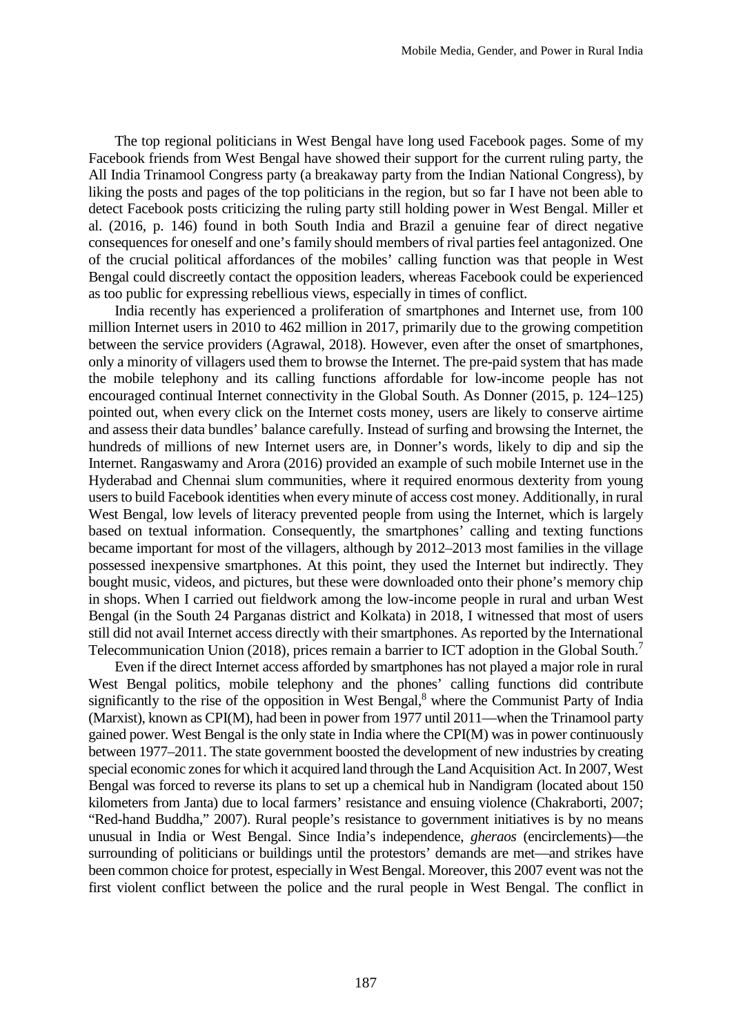The top regional politicians in West Bengal have long used Facebook pages. Some of my Facebook friends from West Bengal have showed their support for the current ruling party, the All India Trinamool Congress party (a breakaway party from the Indian National Congress), by liking the posts and pages of the top politicians in the region, but so far I have not been able to detect Facebook posts criticizing the ruling party still holding power in West Bengal. Miller et al. (2016, p. 146) found in both South India and Brazil a genuine fear of direct negative consequences for oneself and one's family should members of rival parties feel antagonized. One of the crucial political affordances of the mobiles' calling function was that people in West Bengal could discreetly contact the opposition leaders, whereas Facebook could be experienced as too public for expressing rebellious views, especially in times of conflict.

India recently has experienced a proliferation of smartphones and Internet use, from 100 million Internet users in 2010 to 462 million in 2017, primarily due to the growing competition between the service providers (Agrawal, 2018). However, even after the onset of smartphones, only a minority of villagers used them to browse the Internet. The pre-paid system that has made the mobile telephony and its calling functions affordable for low-income people has not encouraged continual Internet connectivity in the Global South. As Donner (2015, p. 124–125) pointed out, when every click on the Internet costs money, users are likely to conserve airtime and assess their data bundles' balance carefully. Instead of surfing and browsing the Internet, the hundreds of millions of new Internet users are, in Donner's words, likely to dip and sip the Internet. Rangaswamy and Arora (2016) provided an example of such mobile Internet use in the Hyderabad and Chennai slum communities, where it required enormous dexterity from young users to build Facebook identities when every minute of access cost money. Additionally, in rural West Bengal, low levels of literacy prevented people from using the Internet, which is largely based on textual information. Consequently, the smartphones' calling and texting functions became important for most of the villagers, although by 2012–2013 most families in the village possessed inexpensive smartphones. At this point, they used the Internet but indirectly. They bought music, videos, and pictures, but these were downloaded onto their phone's memory chip in shops. When I carried out fieldwork among the low-income people in rural and urban West Bengal (in the South 24 Parganas district and Kolkata) in 2018, I witnessed that most of users still did not avail Internet access directly with their smartphones. As reported by the International Telecommunication Union (2018), prices remain a barrier to ICT adoption in the Global South.[7]

Even if the direct Internet access afforded by smartphones has not played a major role in rural West Bengal politics, mobile telephony and the phones' calling functions did contribute significantly to the rise of the opposition in West Bengal,[8] where the Communist Party of India (Marxist), known as CPI(M), had been in power from 1977 until 2011—when the Trinamool party gained power. West Bengal is the only state in India where the CPI(M) was in power continuously between 1977–2011. The state government boosted the development of new industries by creating special economic zones for which it acquired land through the Land Acquisition Act. In 2007, West Bengal was forced to reverse its plans to set up a chemical hub in Nandigram (located about 150 kilometers from Janta) due to local farmers' resistance and ensuing violence (Chakraborti, 2007; "Red-hand Buddha," 2007). Rural people's resistance to government initiatives is by no means unusual in India or West Bengal. Since India's independence, *gheraos* (encirclements)—the surrounding of politicians or buildings until the protestors' demands are met—and strikes have been common choice for protest, especially in West Bengal. Moreover, this 2007 event was not the first violent conflict between the police and the rural people in West Bengal. The conflict in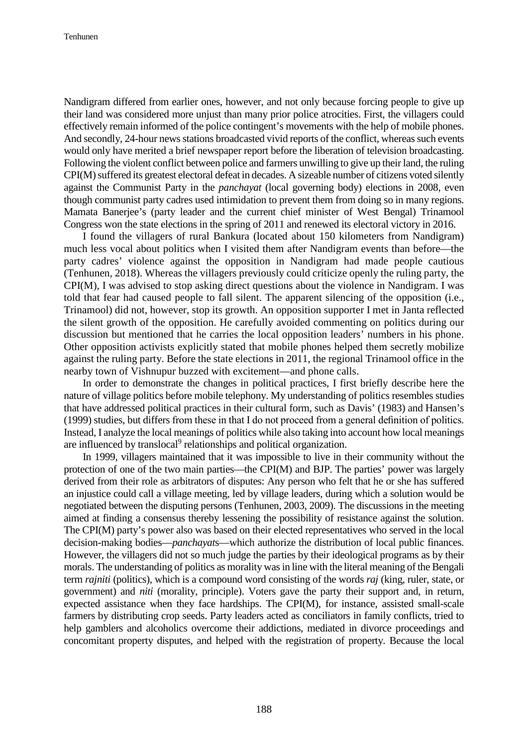Nandigram differed from earlier ones, however, and not only because forcing people to give up their land was considered more unjust than many prior police atrocities. First, the villagers could effectively remain informed of the police contingent's movements with the help of mobile phones. And secondly, 24-hour news stations broadcasted vivid reports of the conflict, whereas such events would only have merited a brief newspaper report before the liberation of television broadcasting. Following the violent conflict between police and farmers unwilling to give up their land, the ruling CPI(M) suffered its greatest electoral defeat in decades. A sizeable number of citizens voted silently against the Communist Party in the *panchayat* (local governing body) elections in 2008, even though communist party cadres used intimidation to prevent them from doing so in many regions. Mamata Banerjee's (party leader and the current chief minister of West Bengal) Trinamool Congress won the state elections in the spring of 2011 and renewed its electoral victory in 2016.

I found the villagers of rural Bankura (located about 150 kilometers from Nandigram) much less vocal about politics when I visited them after Nandigram events than before—the party cadres' violence against the opposition in Nandigram had made people cautious (Tenhunen, 2018). Whereas the villagers previously could criticize openly the ruling party, the CPI(M), I was advised to stop asking direct questions about the violence in Nandigram. I was told that fear had caused people to fall silent. The apparent silencing of the opposition (i.e., Trinamool) did not, however, stop its growth. An opposition supporter I met in Janta reflected the silent growth of the opposition. He carefully avoided commenting on politics during our discussion but mentioned that he carries the local opposition leaders' numbers in his phone. Other opposition activists explicitly stated that mobile phones helped them secretly mobilize against the ruling party. Before the state elections in 2011, the regional Trinamool office in the nearby town of Vishnupur buzzed with excitement—and phone calls.

In order to demonstrate the changes in political practices, I first briefly describe here the nature of village politics before mobile telephony. My understanding of politics resembles studies that have addressed political practices in their cultural form, such as Davis' (1983) and Hansen's (1999) studies, but differs from these in that I do not proceed from a general definition of politics. Instead, I analyze the local meanings of politics while also taking into account how local meanings are influenced by translocal[9] relationships and political organization.

In 1999, villagers maintained that it was impossible to live in their community without the protection of one of the two main parties—the CPI(M) and BJP. The parties' power was largely derived from their role as arbitrators of disputes: Any person who felt that he or she has suffered an injustice could call a village meeting, led by village leaders, during which a solution would be negotiated between the disputing persons (Tenhunen, 2003, 2009). The discussions in the meeting aimed at finding a consensus thereby lessening the possibility of resistance against the solution. The CPI(M) party's power also was based on their elected representatives who served in the local decision-making bodies—*panchayats*—which authorize the distribution of local public finances. However, the villagers did not so much judge the parties by their ideological programs as by their morals. The understanding of politics as morality was in line with the literal meaning of the Bengali term *rajniti* (politics), which is a compound word consisting of the words *raj* (king, ruler, state, or government) and *niti* (morality, principle). Voters gave the party their support and, in return, expected assistance when they face hardships. The CPI(M), for instance, assisted small-scale farmers by distributing crop seeds. Party leaders acted as conciliators in family conflicts, tried to help gamblers and alcoholics overcome their addictions, mediated in divorce proceedings and concomitant property disputes, and helped with the registration of property. Because the local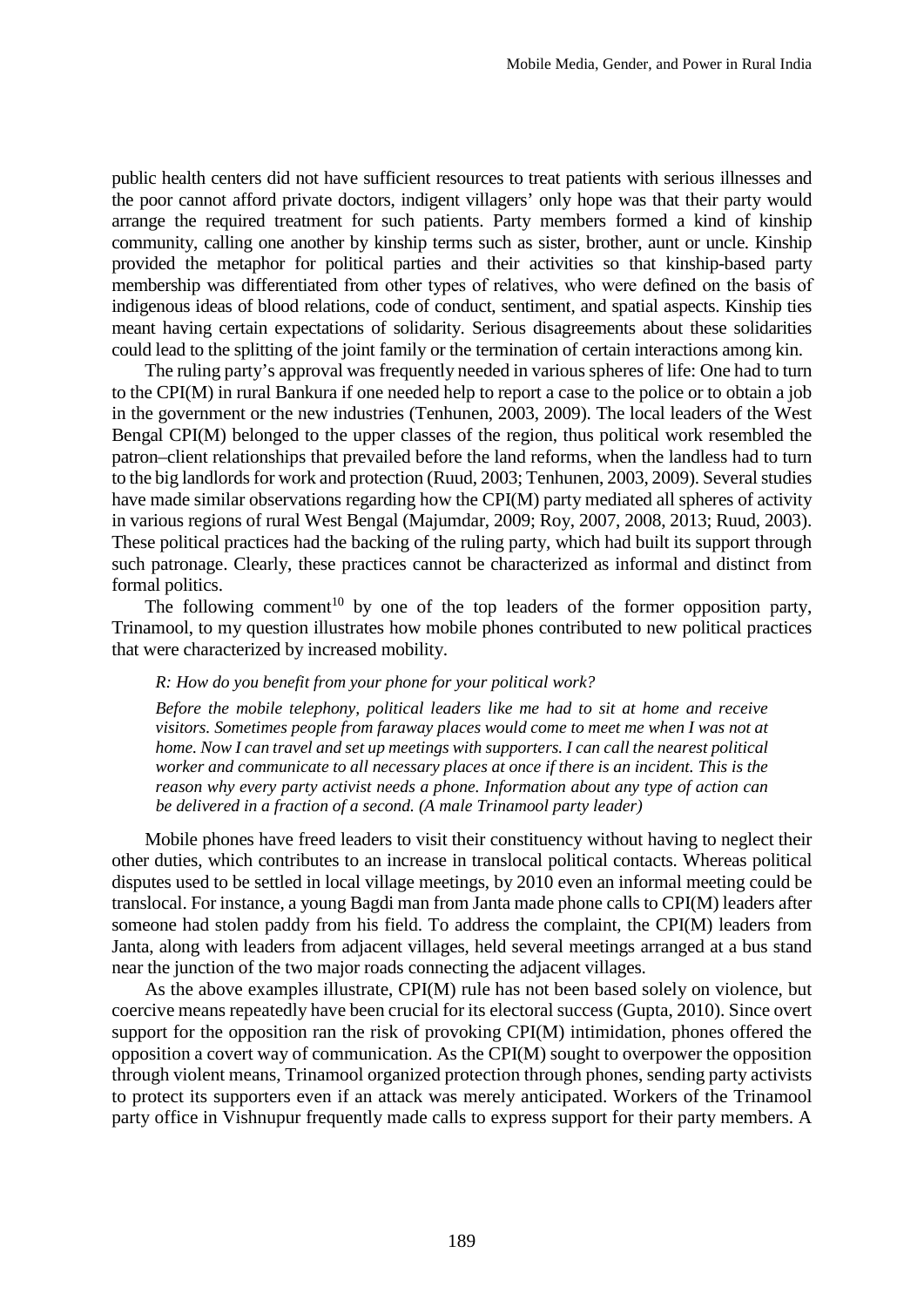public health centers did not have sufficient resources to treat patients with serious illnesses and the poor cannot afford private doctors, indigent villagers' only hope was that their party would arrange the required treatment for such patients. Party members formed a kind of kinship community, calling one another by kinship terms such as sister, brother, aunt or uncle. Kinship provided the metaphor for political parties and their activities so that kinship-based party membership was differentiated from other types of relatives, who were defined on the basis of indigenous ideas of blood relations, code of conduct, sentiment, and spatial aspects. Kinship ties meant having certain expectations of solidarity. Serious disagreements about these solidarities could lead to the splitting of the joint family or the termination of certain interactions among kin.

The ruling party's approval was frequently needed in various spheres of life: One had to turn to the CPI(M) in rural Bankura if one needed help to report a case to the police or to obtain a job in the government or the new industries (Tenhunen, 2003, 2009). The local leaders of the West Bengal CPI(M) belonged to the upper classes of the region, thus political work resembled the patron–client relationships that prevailed before the land reforms, when the landless had to turn to the big landlords for work and protection (Ruud, 2003; Tenhunen, 2003, 2009). Several studies have made similar observations regarding how the CPI(M) party mediated all spheres of activity in various regions of rural West Bengal (Majumdar, 2009; Roy, 2007, 2008, 2013; Ruud, 2003). These political practices had the backing of the ruling party, which had built its support through such patronage. Clearly, these practices cannot be characterized as informal and distinct from formal politics.

The following comment[10] by one of the top leaders of the former opposition party, Trinamool, to my question illustrates how mobile phones contributed to new political practices that were characterized by increased mobility.

> *R: How do you benefit from your phone for your political work?*
>
> *Before the mobile telephony, political leaders like me had to sit at home and receive visitors. Sometimes people from faraway places would come to meet me when I was not at home. Now I can travel and set up meetings with supporters. I can call the nearest political worker and communicate to all necessary places at once if there is an incident. This is the reason why every party activist needs a phone. Information about any type of action can be delivered in a fraction of a second. (A male Trinamool party leader)*

Mobile phones have freed leaders to visit their constituency without having to neglect their other duties, which contributes to an increase in translocal political contacts. Whereas political disputes used to be settled in local village meetings, by 2010 even an informal meeting could be translocal. For instance, a young Bagdi man from Janta made phone calls to CPI(M) leaders after someone had stolen paddy from his field. To address the complaint, the CPI(M) leaders from Janta, along with leaders from adjacent villages, held several meetings arranged at a bus stand near the junction of the two major roads connecting the adjacent villages.

As the above examples illustrate, CPI(M) rule has not been based solely on violence, but coercive means repeatedly have been crucial for its electoral success (Gupta, 2010). Since overt support for the opposition ran the risk of provoking CPI(M) intimidation, phones offered the opposition a covert way of communication. As the CPI(M) sought to overpower the opposition through violent means, Trinamool organized protection through phones, sending party activists to protect its supporters even if an attack was merely anticipated. Workers of the Trinamool party office in Vishnupur frequently made calls to express support for their party members. A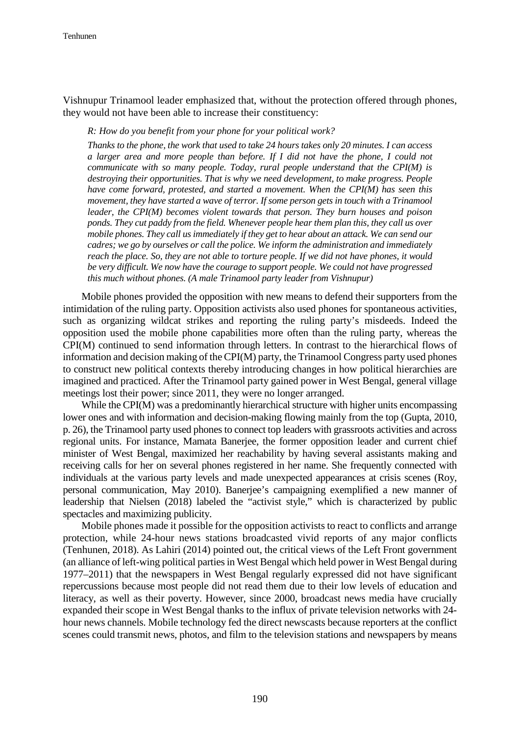Vishnupur Trinamool leader emphasized that, without the protection offered through phones, they would not have been able to increase their constituency:

> *R: How do you benefit from your phone for your political work?*
>
> *Thanks to the phone, the work that used to take 24 hours takes only 20 minutes. I can access a larger area and more people than before. If I did not have the phone, I could not communicate with so many people. Today, rural people understand that the CPI(M) is destroying their opportunities. That is why we need development, to make progress. People have come forward, protested, and started a movement. When the CPI(M) has seen this movement, they have started a wave of terror. If some person gets in touch with a Trinamool leader, the CPI(M) becomes violent towards that person. They burn houses and poison ponds. They cut paddy from the field. Whenever people hear them plan this, they call us over mobile phones. They call us immediately if they get to hear about an attack. We can send our cadres; we go by ourselves or call the police. We inform the administration and immediately reach the place. So, they are not able to torture people. If we did not have phones, it would be very difficult. We now have the courage to support people. We could not have progressed this much without phones. (A male Trinamool party leader from Vishnupur)*

Mobile phones provided the opposition with new means to defend their supporters from the intimidation of the ruling party. Opposition activists also used phones for spontaneous activities, such as organizing wildcat strikes and reporting the ruling party's misdeeds. Indeed the opposition used the mobile phone capabilities more often than the ruling party, whereas the CPI(M) continued to send information through letters. In contrast to the hierarchical flows of information and decision making of the CPI(M) party, the Trinamool Congress party used phones to construct new political contexts thereby introducing changes in how political hierarchies are imagined and practiced. After the Trinamool party gained power in West Bengal, general village meetings lost their power; since 2011, they were no longer arranged.

While the CPI(M) was a predominantly hierarchical structure with higher units encompassing lower ones and with information and decision-making flowing mainly from the top (Gupta, 2010, p. 26), the Trinamool party used phones to connect top leaders with grassroots activities and across regional units. For instance, Mamata Banerjee, the former opposition leader and current chief minister of West Bengal, maximized her reachability by having several assistants making and receiving calls for her on several phones registered in her name. She frequently connected with individuals at the various party levels and made unexpected appearances at crisis scenes (Roy, personal communication, May 2010). Banerjee's campaigning exemplified a new manner of leadership that Nielsen (2018) labeled the "activist style," which is characterized by public spectacles and maximizing publicity.

Mobile phones made it possible for the opposition activists to react to conflicts and arrange protection, while 24-hour news stations broadcasted vivid reports of any major conflicts (Tenhunen, 2018). As Lahiri (2014) pointed out, the critical views of the Left Front government (an alliance of left-wing political parties in West Bengal which held power in West Bengal during 1977–2011) that the newspapers in West Bengal regularly expressed did not have significant repercussions because most people did not read them due to their low levels of education and literacy, as well as their poverty. However, since 2000, broadcast news media have crucially expanded their scope in West Bengal thanks to the influx of private television networks with 24-hour news channels. Mobile technology fed the direct newscasts because reporters at the conflict scenes could transmit news, photos, and film to the television stations and newspapers by means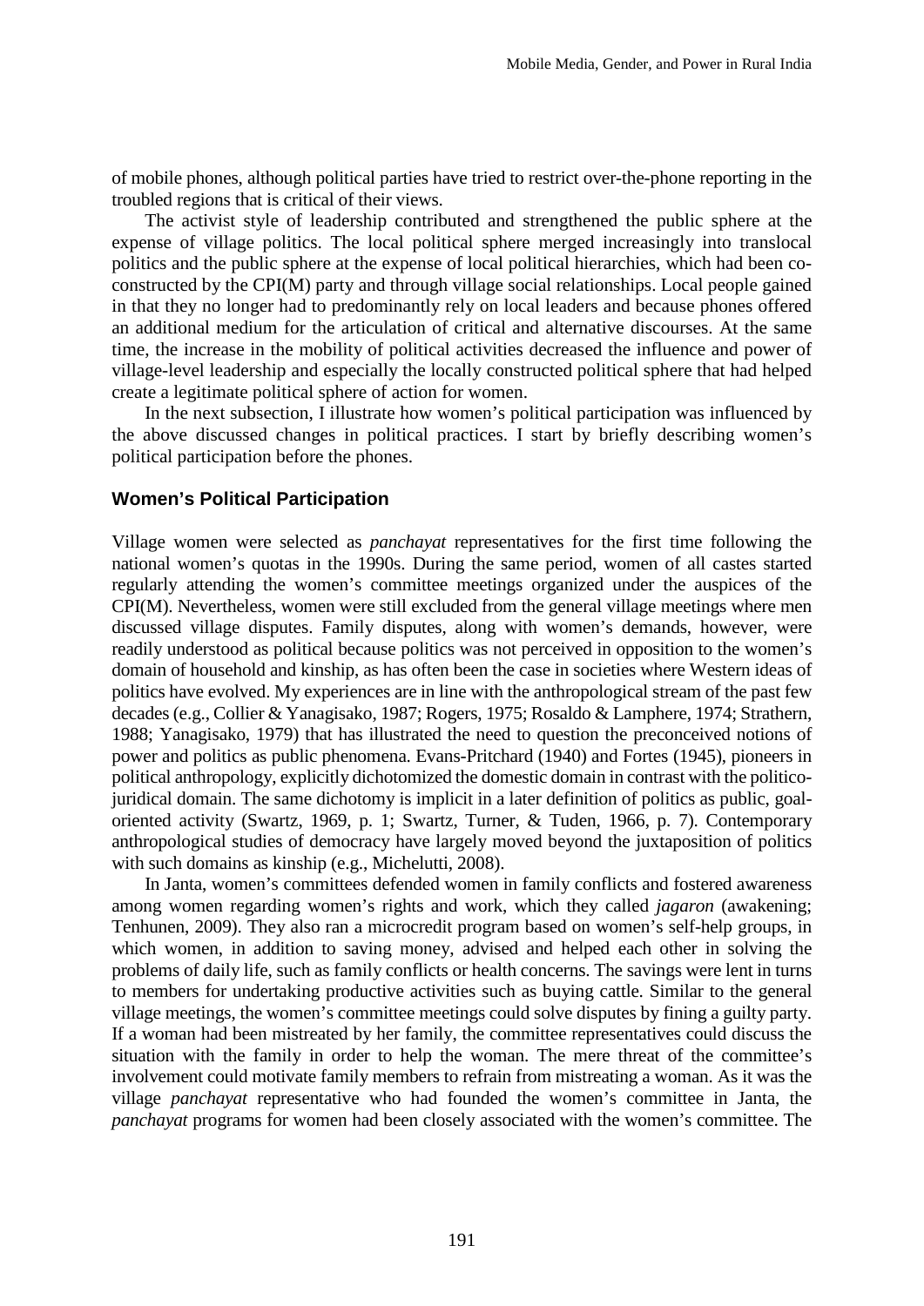of mobile phones, although political parties have tried to restrict over-the-phone reporting in the troubled regions that is critical of their views.

The activist style of leadership contributed and strengthened the public sphere at the expense of village politics. The local political sphere merged increasingly into translocal politics and the public sphere at the expense of local political hierarchies, which had been co-constructed by the CPI(M) party and through village social relationships. Local people gained in that they no longer had to predominantly rely on local leaders and because phones offered an additional medium for the articulation of critical and alternative discourses. At the same time, the increase in the mobility of political activities decreased the influence and power of village-level leadership and especially the locally constructed political sphere that had helped create a legitimate political sphere of action for women.

In the next subsection, I illustrate how women's political participation was influenced by the above discussed changes in political practices. I start by briefly describing women's political participation before the phones.

### Women's Political Participation

Village women were selected as *panchayat* representatives for the first time following the national women's quotas in the 1990s. During the same period, women of all castes started regularly attending the women's committee meetings organized under the auspices of the CPI(M). Nevertheless, women were still excluded from the general village meetings where men discussed village disputes. Family disputes, along with women's demands, however, were readily understood as political because politics was not perceived in opposition to the women's domain of household and kinship, as has often been the case in societies where Western ideas of politics have evolved. My experiences are in line with the anthropological stream of the past few decades (e.g., Collier & Yanagisako, 1987; Rogers, 1975; Rosaldo & Lamphere, 1974; Strathern, 1988; Yanagisako, 1979) that has illustrated the need to question the preconceived notions of power and politics as public phenomena. Evans-Pritchard (1940) and Fortes (1945), pioneers in political anthropology, explicitly dichotomized the domestic domain in contrast with the politico-juridical domain. The same dichotomy is implicit in a later definition of politics as public, goal-oriented activity (Swartz, 1969, p. 1; Swartz, Turner, & Tuden, 1966, p. 7). Contemporary anthropological studies of democracy have largely moved beyond the juxtaposition of politics with such domains as kinship (e.g., Michelutti, 2008).

In Janta, women's committees defended women in family conflicts and fostered awareness among women regarding women's rights and work, which they called *jagaron* (awakening; Tenhunen, 2009). They also ran a microcredit program based on women's self-help groups, in which women, in addition to saving money, advised and helped each other in solving the problems of daily life, such as family conflicts or health concerns. The savings were lent in turns to members for undertaking productive activities such as buying cattle. Similar to the general village meetings, the women's committee meetings could solve disputes by fining a guilty party. If a woman had been mistreated by her family, the committee representatives could discuss the situation with the family in order to help the woman. The mere threat of the committee's involvement could motivate family members to refrain from mistreating a woman. As it was the village *panchayat* representative who had founded the women's committee in Janta, the *panchayat* programs for women had been closely associated with the women's committee. The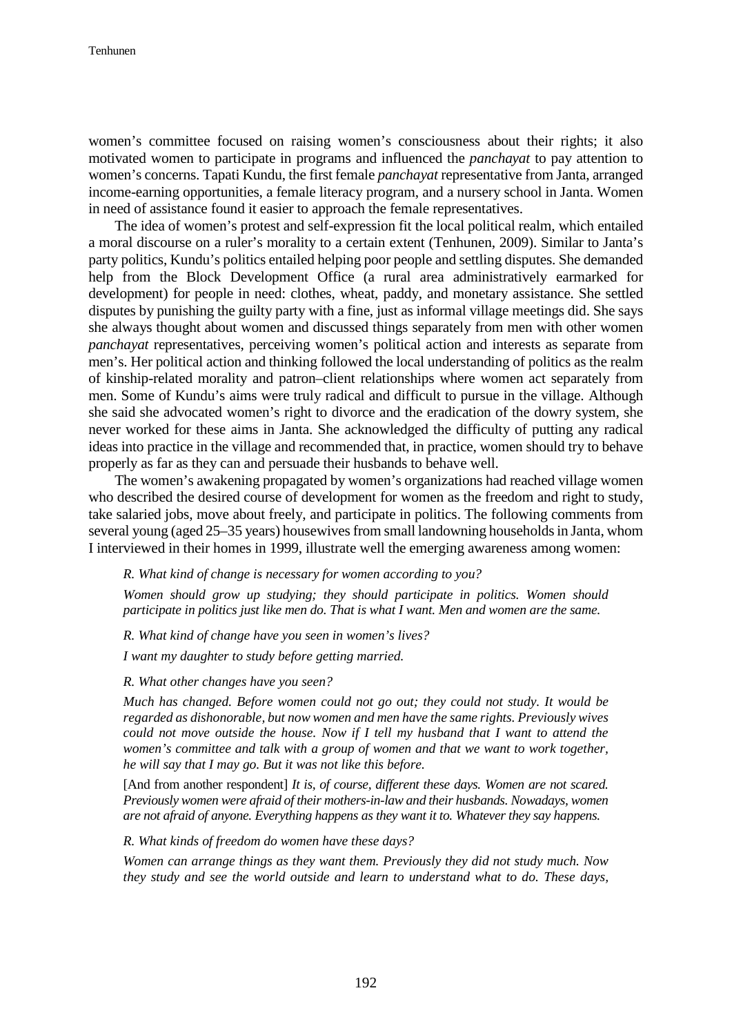women's committee focused on raising women's consciousness about their rights; it also motivated women to participate in programs and influenced the *panchayat* to pay attention to women's concerns. Tapati Kundu, the first female *panchayat* representative from Janta, arranged income-earning opportunities, a female literacy program, and a nursery school in Janta. Women in need of assistance found it easier to approach the female representatives.

The idea of women's protest and self-expression fit the local political realm, which entailed a moral discourse on a ruler's morality to a certain extent (Tenhunen, 2009). Similar to Janta's party politics, Kundu's politics entailed helping poor people and settling disputes. She demanded help from the Block Development Office (a rural area administratively earmarked for development) for people in need: clothes, wheat, paddy, and monetary assistance. She settled disputes by punishing the guilty party with a fine, just as informal village meetings did. She says she always thought about women and discussed things separately from men with other women *panchayat* representatives, perceiving women's political action and interests as separate from men's. Her political action and thinking followed the local understanding of politics as the realm of kinship-related morality and patron–client relationships where women act separately from men. Some of Kundu's aims were truly radical and difficult to pursue in the village. Although she said she advocated women's right to divorce and the eradication of the dowry system, she never worked for these aims in Janta. She acknowledged the difficulty of putting any radical ideas into practice in the village and recommended that, in practice, women should try to behave properly as far as they can and persuade their husbands to behave well.

The women's awakening propagated by women's organizations had reached village women who described the desired course of development for women as the freedom and right to study, take salaried jobs, move about freely, and participate in politics. The following comments from several young (aged 25–35 years) housewives from small landowning households in Janta, whom I interviewed in their homes in 1999, illustrate well the emerging awareness among women:

> *R. What kind of change is necessary for women according to you?*
>
> *Women should grow up studying; they should participate in politics. Women should participate in politics just like men do. That is what I want. Men and women are the same.*
>
> *R. What kind of change have you seen in women's lives?*
>
> *I want my daughter to study before getting married.*
>
> *R. What other changes have you seen?*
>
> *Much has changed. Before women could not go out; they could not study. It would be regarded as dishonorable, but now women and men have the same rights. Previously wives could not move outside the house. Now if I tell my husband that I want to attend the women's committee and talk with a group of women and that we want to work together, he will say that I may go. But it was not like this before.*
>
> [And from another respondent] *It is, of course, different these days. Women are not scared. Previously women were afraid of their mothers-in-law and their husbands. Nowadays, women are not afraid of anyone. Everything happens as they want it to. Whatever they say happens.*
>
> *R. What kinds of freedom do women have these days?*
>
> *Women can arrange things as they want them. Previously they did not study much. Now they study and see the world outside and learn to understand what to do. These days,*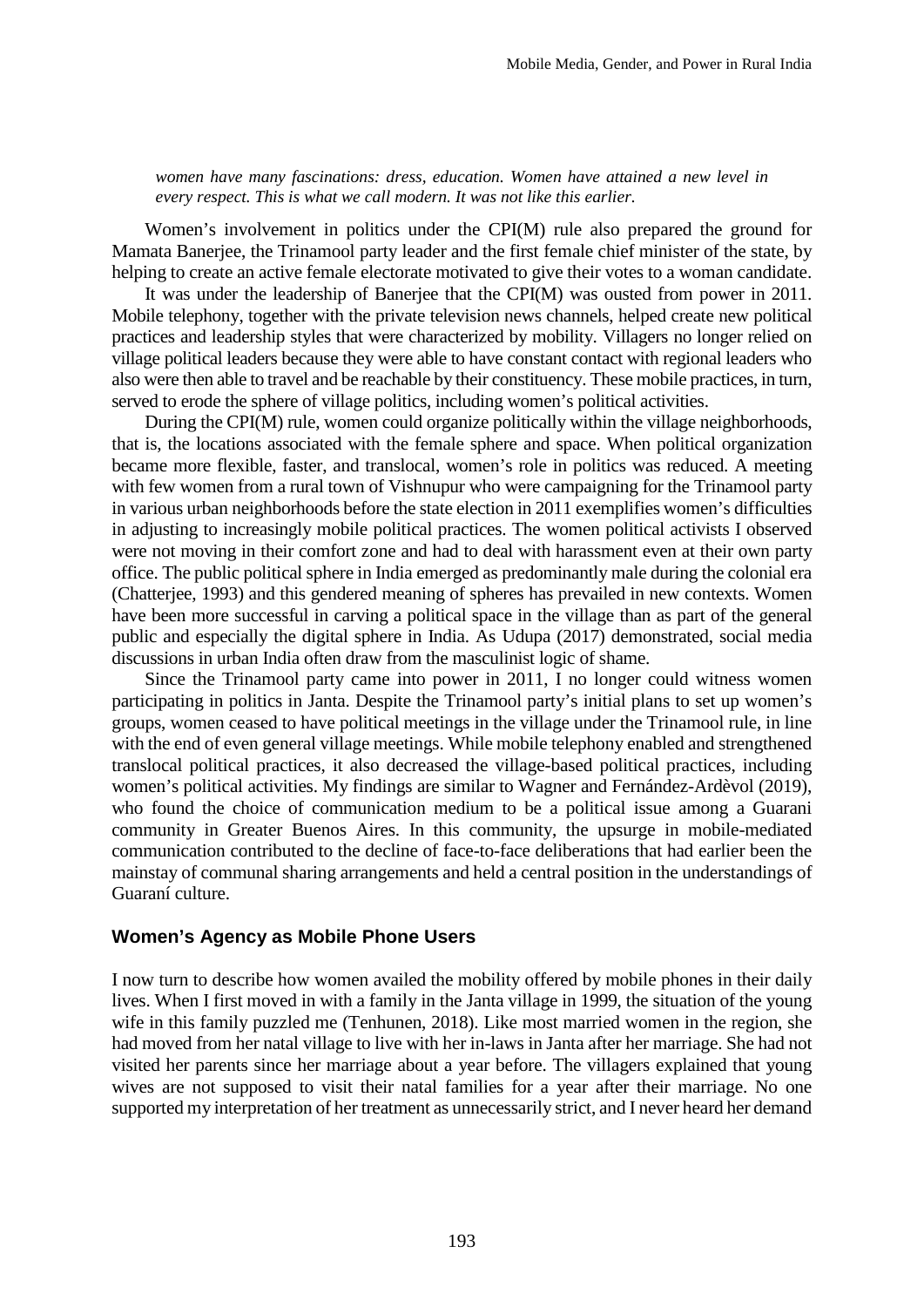*women have many fascinations: dress, education. Women have attained a new level in every respect. This is what we call modern. It was not like this earlier.*

Women's involvement in politics under the CPI(M) rule also prepared the ground for Mamata Banerjee, the Trinamool party leader and the first female chief minister of the state, by helping to create an active female electorate motivated to give their votes to a woman candidate.

It was under the leadership of Banerjee that the CPI(M) was ousted from power in 2011. Mobile telephony, together with the private television news channels, helped create new political practices and leadership styles that were characterized by mobility. Villagers no longer relied on village political leaders because they were able to have constant contact with regional leaders who also were then able to travel and be reachable by their constituency. These mobile practices, in turn, served to erode the sphere of village politics, including women's political activities.

During the CPI(M) rule, women could organize politically within the village neighborhoods, that is, the locations associated with the female sphere and space. When political organization became more flexible, faster, and translocal, women's role in politics was reduced. A meeting with few women from a rural town of Vishnupur who were campaigning for the Trinamool party in various urban neighborhoods before the state election in 2011 exemplifies women's difficulties in adjusting to increasingly mobile political practices. The women political activists I observed were not moving in their comfort zone and had to deal with harassment even at their own party office. The public political sphere in India emerged as predominantly male during the colonial era (Chatterjee, 1993) and this gendered meaning of spheres has prevailed in new contexts. Women have been more successful in carving a political space in the village than as part of the general public and especially the digital sphere in India. As Udupa (2017) demonstrated, social media discussions in urban India often draw from the masculinist logic of shame.

Since the Trinamool party came into power in 2011, I no longer could witness women participating in politics in Janta. Despite the Trinamool party's initial plans to set up women's groups, women ceased to have political meetings in the village under the Trinamool rule, in line with the end of even general village meetings. While mobile telephony enabled and strengthened translocal political practices, it also decreased the village-based political practices, including women's political activities. My findings are similar to Wagner and Fernández-Ardèvol (2019), who found the choice of communication medium to be a political issue among a Guarani community in Greater Buenos Aires. In this community, the upsurge in mobile-mediated communication contributed to the decline of face-to-face deliberations that had earlier been the mainstay of communal sharing arrangements and held a central position in the understandings of Guaraní culture.

## Women's Agency as Mobile Phone Users

I now turn to describe how women availed the mobility offered by mobile phones in their daily lives. When I first moved in with a family in the Janta village in 1999, the situation of the young wife in this family puzzled me (Tenhunen, 2018). Like most married women in the region, she had moved from her natal village to live with her in-laws in Janta after her marriage. She had not visited her parents since her marriage about a year before. The villagers explained that young wives are not supposed to visit their natal families for a year after their marriage. No one supported my interpretation of her treatment as unnecessarily strict, and I never heard her demand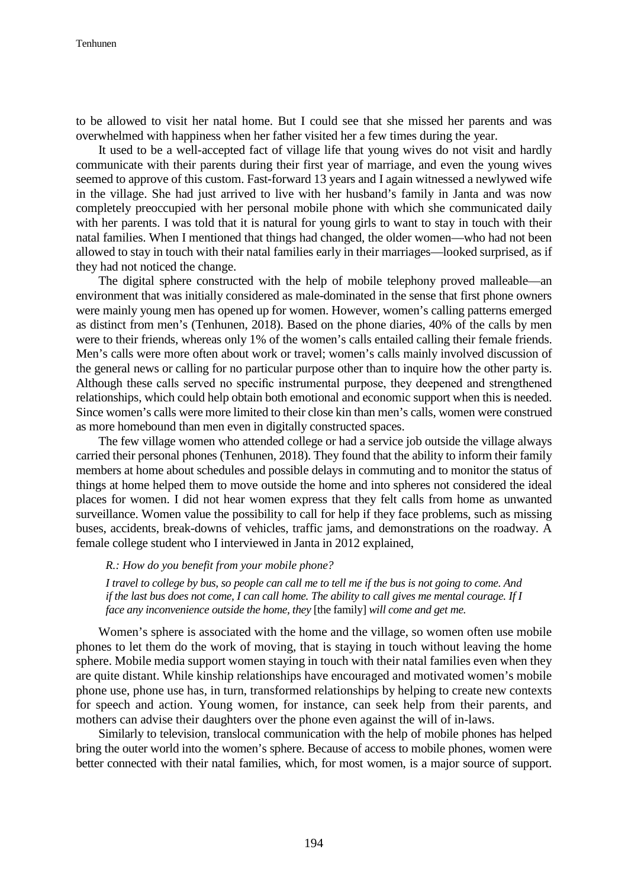to be allowed to visit her natal home. But I could see that she missed her parents and was overwhelmed with happiness when her father visited her a few times during the year.

It used to be a well-accepted fact of village life that young wives do not visit and hardly communicate with their parents during their first year of marriage, and even the young wives seemed to approve of this custom. Fast-forward 13 years and I again witnessed a newlywed wife in the village. She had just arrived to live with her husband's family in Janta and was now completely preoccupied with her personal mobile phone with which she communicated daily with her parents. I was told that it is natural for young girls to want to stay in touch with their natal families. When I mentioned that things had changed, the older women—who had not been allowed to stay in touch with their natal families early in their marriages—looked surprised, as if they had not noticed the change.

The digital sphere constructed with the help of mobile telephony proved malleable—an environment that was initially considered as male-dominated in the sense that first phone owners were mainly young men has opened up for women. However, women's calling patterns emerged as distinct from men's (Tenhunen, 2018). Based on the phone diaries, 40% of the calls by men were to their friends, whereas only 1% of the women's calls entailed calling their female friends. Men's calls were more often about work or travel; women's calls mainly involved discussion of the general news or calling for no particular purpose other than to inquire how the other party is. Although these calls served no specific instrumental purpose, they deepened and strengthened relationships, which could help obtain both emotional and economic support when this is needed. Since women's calls were more limited to their close kin than men's calls, women were construed as more homebound than men even in digitally constructed spaces.

The few village women who attended college or had a service job outside the village always carried their personal phones (Tenhunen, 2018). They found that the ability to inform their family members at home about schedules and possible delays in commuting and to monitor the status of things at home helped them to move outside the home and into spheres not considered the ideal places for women. I did not hear women express that they felt calls from home as unwanted surveillance. Women value the possibility to call for help if they face problems, such as missing buses, accidents, break-downs of vehicles, traffic jams, and demonstrations on the roadway. A female college student who I interviewed in Janta in 2012 explained,

> *R.: How do you benefit from your mobile phone?*
>
> *I travel to college by bus, so people can call me to tell me if the bus is not going to come. And if the last bus does not come, I can call home. The ability to call gives me mental courage. If I face any inconvenience outside the home, they* [the family] *will come and get me.*

Women's sphere is associated with the home and the village, so women often use mobile phones to let them do the work of moving, that is staying in touch without leaving the home sphere. Mobile media support women staying in touch with their natal families even when they are quite distant. While kinship relationships have encouraged and motivated women's mobile phone use, phone use has, in turn, transformed relationships by helping to create new contexts for speech and action. Young women, for instance, can seek help from their parents, and mothers can advise their daughters over the phone even against the will of in-laws.

Similarly to television, translocal communication with the help of mobile phones has helped bring the outer world into the women's sphere. Because of access to mobile phones, women were better connected with their natal families, which, for most women, is a major source of support.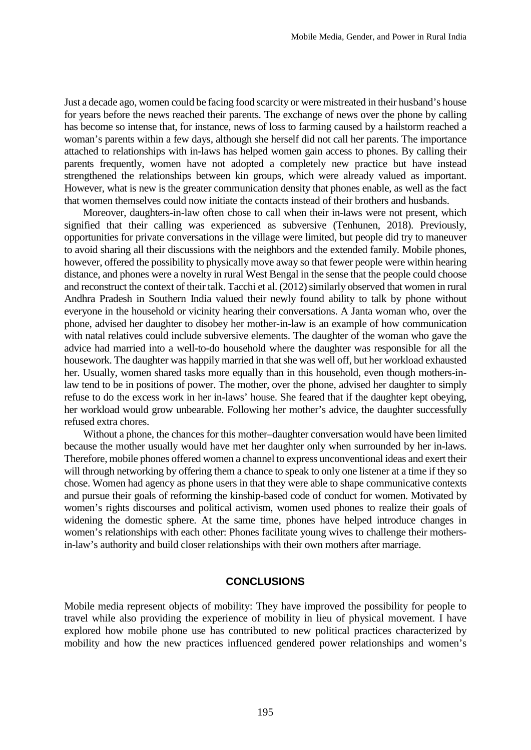Just a decade ago, women could be facing food scarcity or were mistreated in their husband's house for years before the news reached their parents. The exchange of news over the phone by calling has become so intense that, for instance, news of loss to farming caused by a hailstorm reached a woman's parents within a few days, although she herself did not call her parents. The importance attached to relationships with in-laws has helped women gain access to phones. By calling their parents frequently, women have not adopted a completely new practice but have instead strengthened the relationships between kin groups, which were already valued as important. However, what is new is the greater communication density that phones enable, as well as the fact that women themselves could now initiate the contacts instead of their brothers and husbands.

Moreover, daughters-in-law often chose to call when their in-laws were not present, which signified that their calling was experienced as subversive (Tenhunen, 2018). Previously, opportunities for private conversations in the village were limited, but people did try to maneuver to avoid sharing all their discussions with the neighbors and the extended family. Mobile phones, however, offered the possibility to physically move away so that fewer people were within hearing distance, and phones were a novelty in rural West Bengal in the sense that the people could choose and reconstruct the context of their talk. Tacchi et al. (2012) similarly observed that women in rural Andhra Pradesh in Southern India valued their newly found ability to talk by phone without everyone in the household or vicinity hearing their conversations. A Janta woman who, over the phone, advised her daughter to disobey her mother-in-law is an example of how communication with natal relatives could include subversive elements. The daughter of the woman who gave the advice had married into a well-to-do household where the daughter was responsible for all the housework. The daughter was happily married in that she was well off, but her workload exhausted her. Usually, women shared tasks more equally than in this household, even though mothers-in-law tend to be in positions of power. The mother, over the phone, advised her daughter to simply refuse to do the excess work in her in-laws' house. She feared that if the daughter kept obeying, her workload would grow unbearable. Following her mother's advice, the daughter successfully refused extra chores.

Without a phone, the chances for this mother–daughter conversation would have been limited because the mother usually would have met her daughter only when surrounded by her in-laws. Therefore, mobile phones offered women a channel to express unconventional ideas and exert their will through networking by offering them a chance to speak to only one listener at a time if they so chose. Women had agency as phone users in that they were able to shape communicative contexts and pursue their goals of reforming the kinship-based code of conduct for women. Motivated by women's rights discourses and political activism, women used phones to realize their goals of widening the domestic sphere. At the same time, phones have helped introduce changes in women's relationships with each other: Phones facilitate young wives to challenge their mothers-in-law's authority and build closer relationships with their own mothers after marriage.

## CONCLUSIONS

Mobile media represent objects of mobility: They have improved the possibility for people to travel while also providing the experience of mobility in lieu of physical movement. I have explored how mobile phone use has contributed to new political practices characterized by mobility and how the new practices influenced gendered power relationships and women's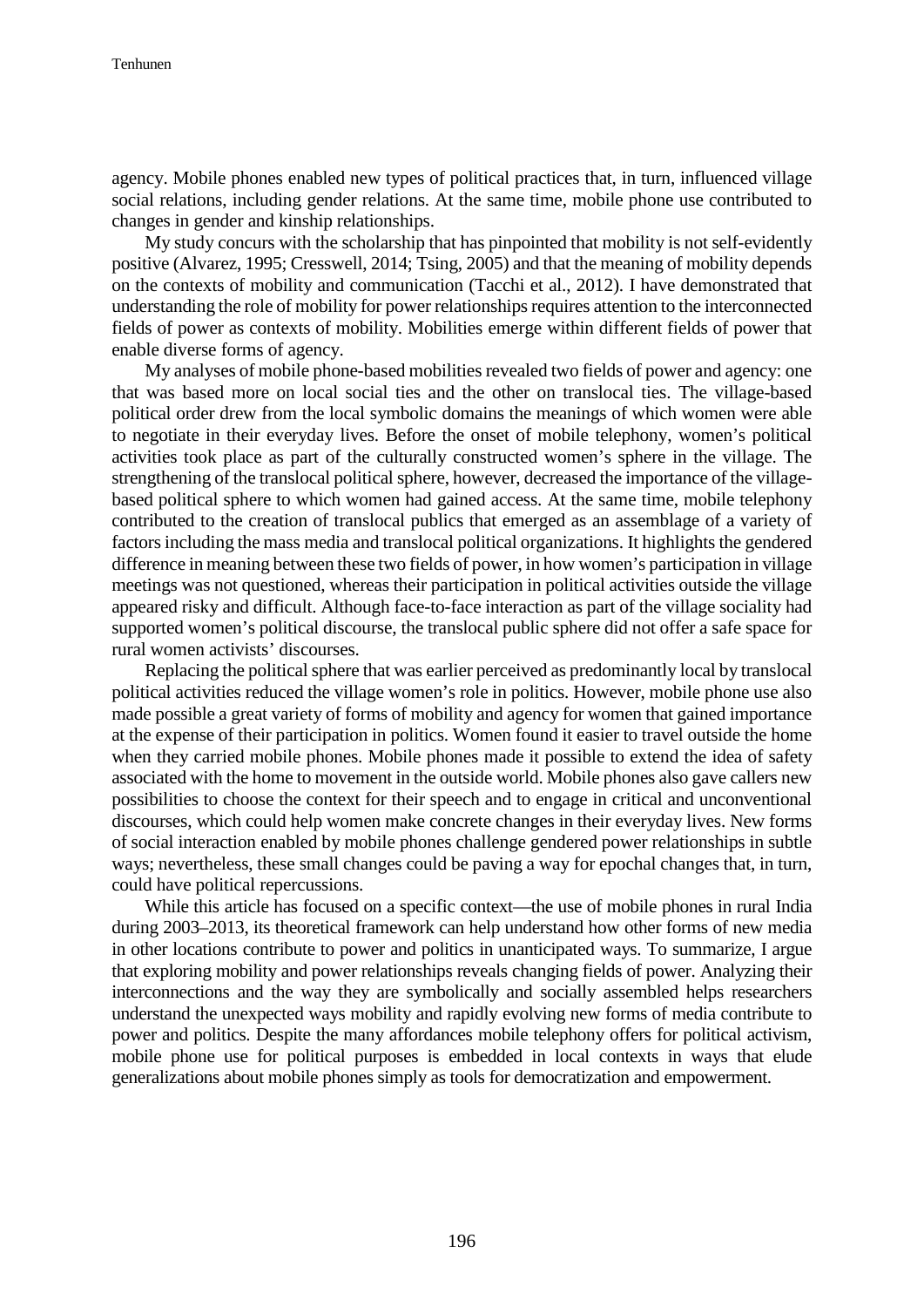agency. Mobile phones enabled new types of political practices that, in turn, influenced village social relations, including gender relations. At the same time, mobile phone use contributed to changes in gender and kinship relationships.

My study concurs with the scholarship that has pinpointed that mobility is not self-evidently positive (Alvarez, 1995; Cresswell, 2014; Tsing, 2005) and that the meaning of mobility depends on the contexts of mobility and communication (Tacchi et al., 2012). I have demonstrated that understanding the role of mobility for power relationships requires attention to the interconnected fields of power as contexts of mobility. Mobilities emerge within different fields of power that enable diverse forms of agency.

My analyses of mobile phone-based mobilities revealed two fields of power and agency: one that was based more on local social ties and the other on translocal ties. The village-based political order drew from the local symbolic domains the meanings of which women were able to negotiate in their everyday lives. Before the onset of mobile telephony, women's political activities took place as part of the culturally constructed women's sphere in the village. The strengthening of the translocal political sphere, however, decreased the importance of the village-based political sphere to which women had gained access. At the same time, mobile telephony contributed to the creation of translocal publics that emerged as an assemblage of a variety of factors including the mass media and translocal political organizations. It highlights the gendered difference in meaning between these two fields of power, in how women's participation in village meetings was not questioned, whereas their participation in political activities outside the village appeared risky and difficult. Although face-to-face interaction as part of the village sociality had supported women's political discourse, the translocal public sphere did not offer a safe space for rural women activists' discourses.

Replacing the political sphere that was earlier perceived as predominantly local by translocal political activities reduced the village women's role in politics. However, mobile phone use also made possible a great variety of forms of mobility and agency for women that gained importance at the expense of their participation in politics. Women found it easier to travel outside the home when they carried mobile phones. Mobile phones made it possible to extend the idea of safety associated with the home to movement in the outside world. Mobile phones also gave callers new possibilities to choose the context for their speech and to engage in critical and unconventional discourses, which could help women make concrete changes in their everyday lives. New forms of social interaction enabled by mobile phones challenge gendered power relationships in subtle ways; nevertheless, these small changes could be paving a way for epochal changes that, in turn, could have political repercussions.

While this article has focused on a specific context—the use of mobile phones in rural India during 2003–2013, its theoretical framework can help understand how other forms of new media in other locations contribute to power and politics in unanticipated ways. To summarize, I argue that exploring mobility and power relationships reveals changing fields of power. Analyzing their interconnections and the way they are symbolically and socially assembled helps researchers understand the unexpected ways mobility and rapidly evolving new forms of media contribute to power and politics. Despite the many affordances mobile telephony offers for political activism, mobile phone use for political purposes is embedded in local contexts in ways that elude generalizations about mobile phones simply as tools for democratization and empowerment.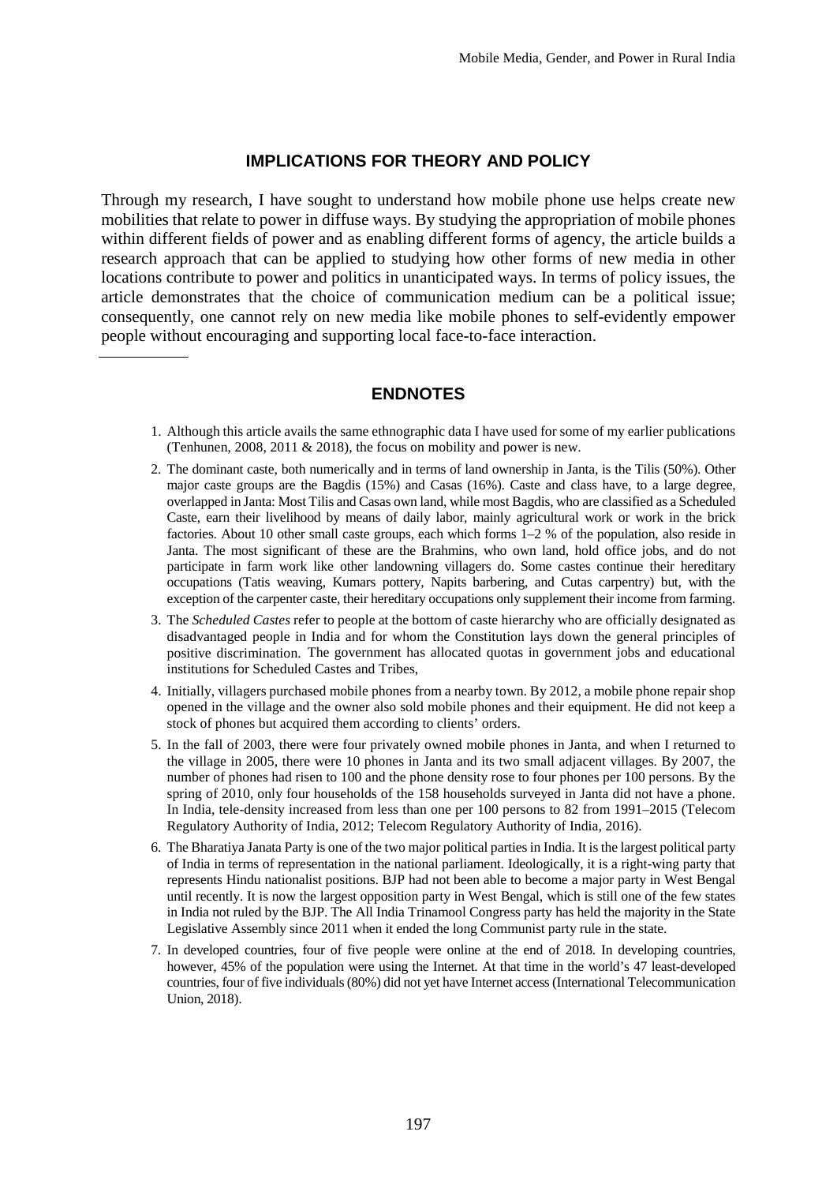## IMPLICATIONS FOR THEORY AND POLICY

Through my research, I have sought to understand how mobile phone use helps create new mobilities that relate to power in diffuse ways. By studying the appropriation of mobile phones within different fields of power and as enabling different forms of agency, the article builds a research approach that can be applied to studying how other forms of new media in other locations contribute to power and politics in unanticipated ways. In terms of policy issues, the article demonstrates that the choice of communication medium can be a political issue; consequently, one cannot rely on new media like mobile phones to self-evidently empower people without encouraging and supporting local face-to-face interaction.

---

## ENDNOTES

1. Although this article avails the same ethnographic data I have used for some of my earlier publications (Tenhunen, 2008, 2011 & 2018), the focus on mobility and power is new.
2. The dominant caste, both numerically and in terms of land ownership in Janta, is the Tilis (50%). Other major caste groups are the Bagdis (15%) and Casas (16%). Caste and class have, to a large degree, overlapped in Janta: Most Tilis and Casas own land, while most Bagdis, who are classified as a Scheduled Caste, earn their livelihood by means of daily labor, mainly agricultural work or work in the brick factories. About 10 other small caste groups, each which forms 1–2 % of the population, also reside in Janta. The most significant of these are the Brahmins, who own land, hold office jobs, and do not participate in farm work like other landowning villagers do. Some castes continue their hereditary occupations (Tatis weaving, Kumars pottery, Napits barbering, and Cutas carpentry) but, with the exception of the carpenter caste, their hereditary occupations only supplement their income from farming.
3. The *Scheduled Castes* refer to people at the bottom of caste hierarchy who are officially designated as disadvantaged people in India and for whom the Constitution lays down the general principles of positive discrimination. The government has allocated quotas in government jobs and educational institutions for Scheduled Castes and Tribes,
4. Initially, villagers purchased mobile phones from a nearby town. By 2012, a mobile phone repair shop opened in the village and the owner also sold mobile phones and their equipment. He did not keep a stock of phones but acquired them according to clients' orders.
5. In the fall of 2003, there were four privately owned mobile phones in Janta, and when I returned to the village in 2005, there were 10 phones in Janta and its two small adjacent villages. By 2007, the number of phones had risen to 100 and the phone density rose to four phones per 100 persons. By the spring of 2010, only four households of the 158 households surveyed in Janta did not have a phone. In India, tele-density increased from less than one per 100 persons to 82 from 1991–2015 (Telecom Regulatory Authority of India, 2012; Telecom Regulatory Authority of India, 2016).
6. The Bharatiya Janata Party is one of the two major political parties in India. It is the largest political party of India in terms of representation in the national parliament. Ideologically, it is a right-wing party that represents Hindu nationalist positions. BJP had not been able to become a major party in West Bengal until recently. It is now the largest opposition party in West Bengal, which is still one of the few states in India not ruled by the BJP. The All India Trinamool Congress party has held the majority in the State Legislative Assembly since 2011 when it ended the long Communist party rule in the state.
7. In developed countries, four of five people were online at the end of 2018. In developing countries, however, 45% of the population were using the Internet. At that time in the world's 47 least-developed countries, four of five individuals (80%) did not yet have Internet access (International Telecommunication Union, 2018).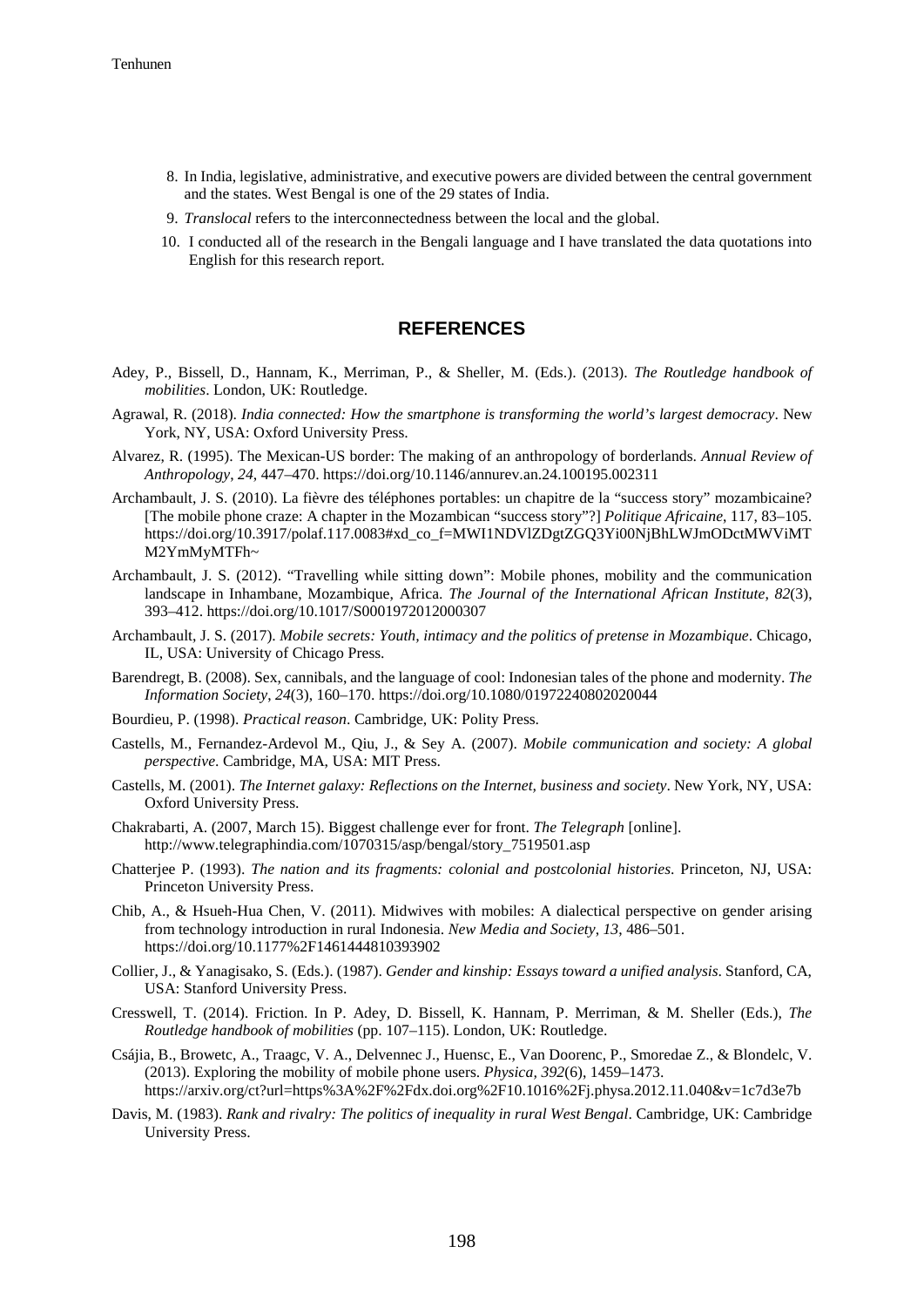8. In India, legislative, administrative, and executive powers are divided between the central government and the states. West Bengal is one of the 29 states of India.
9. *Translocal* refers to the interconnectedness between the local and the global.
10. I conducted all of the research in the Bengali language and I have translated the data quotations into English for this research report.

## REFERENCES

Adey, P., Bissell, D., Hannam, K., Merriman, P., & Sheller, M. (Eds.). (2013). *The Routledge handbook of mobilities*. London, UK: Routledge.

Agrawal, R. (2018). *India connected: How the smartphone is transforming the world's largest democracy*. New York, NY, USA: Oxford University Press.

Alvarez, R. (1995). The Mexican-US border: The making of an anthropology of borderlands. *Annual Review of Anthropology*, *24*, 447–470. https://doi.org/10.1146/annurev.an.24.100195.002311

Archambault, J. S. (2010). La fièvre des téléphones portables: un chapitre de la "success story" mozambicaine? [The mobile phone craze: A chapter in the Mozambican "success story"?] *Politique Africaine*, 117, 83–105. https://doi.org/10.3917/polaf.117.0083#xd_co_f=MWI1NDVlZDgtZGQ3Yi00NjBhLWJmODctMWViMTM2YmMyMTFh~

Archambault, J. S. (2012). "Travelling while sitting down": Mobile phones, mobility and the communication landscape in Inhambane, Mozambique, Africa. *The Journal of the International African Institute*, *82*(3), 393–412. https://doi.org/10.1017/S0001972012000307

Archambault, J. S. (2017). *Mobile secrets: Youth, intimacy and the politics of pretense in Mozambique*. Chicago, IL, USA: University of Chicago Press.

Barendregt, B. (2008). Sex, cannibals, and the language of cool: Indonesian tales of the phone and modernity. *The Information Society*, *24*(3), 160–170. https://doi.org/10.1080/01972240802020044

Bourdieu, P. (1998). *Practical reason*. Cambridge, UK: Polity Press.

Castells, M., Fernandez-Ardevol M., Qiu, J., & Sey A. (2007). *Mobile communication and society: A global perspective*. Cambridge, MA, USA: MIT Press.

Castells, M. (2001). *The Internet galaxy: Reflections on the Internet, business and society*. New York, NY, USA: Oxford University Press.

Chakrabarti, A. (2007, March 15). Biggest challenge ever for front. *The Telegraph* [online]. http://www.telegraphindia.com/1070315/asp/bengal/story_7519501.asp

Chatterjee P. (1993). *The nation and its fragments: colonial and postcolonial histories*. Princeton, NJ, USA: Princeton University Press.

Chib, A., & Hsueh-Hua Chen, V. (2011). Midwives with mobiles: A dialectical perspective on gender arising from technology introduction in rural Indonesia. *New Media and Society*, *13*, 486–501. https://doi.org/10.1177%2F1461444810393902

Collier, J., & Yanagisako, S. (Eds.). (1987). *Gender and kinship: Essays toward a unified analysis*. Stanford, CA, USA: Stanford University Press.

Cresswell, T. (2014). Friction. In P. Adey, D. Bissell, K. Hannam, P. Merriman, & M. Sheller (Eds.), *The Routledge handbook of mobilities* (pp. 107–115). London, UK: Routledge.

Csájia, B., Browetc, A., Traagc, V. A., Delvennec J., Huensc, E., Van Doorenc, P., Smoredae Z., & Blondelc, V. (2013). Exploring the mobility of mobile phone users. *Physica*, *392*(6), 1459–1473. https://arxiv.org/ct?url=https%3A%2F%2Fdx.doi.org%2F10.1016%2Fj.physa.2012.11.040&v=1c7d3e7b

Davis, M. (1983). *Rank and rivalry: The politics of inequality in rural West Bengal*. Cambridge, UK: Cambridge University Press.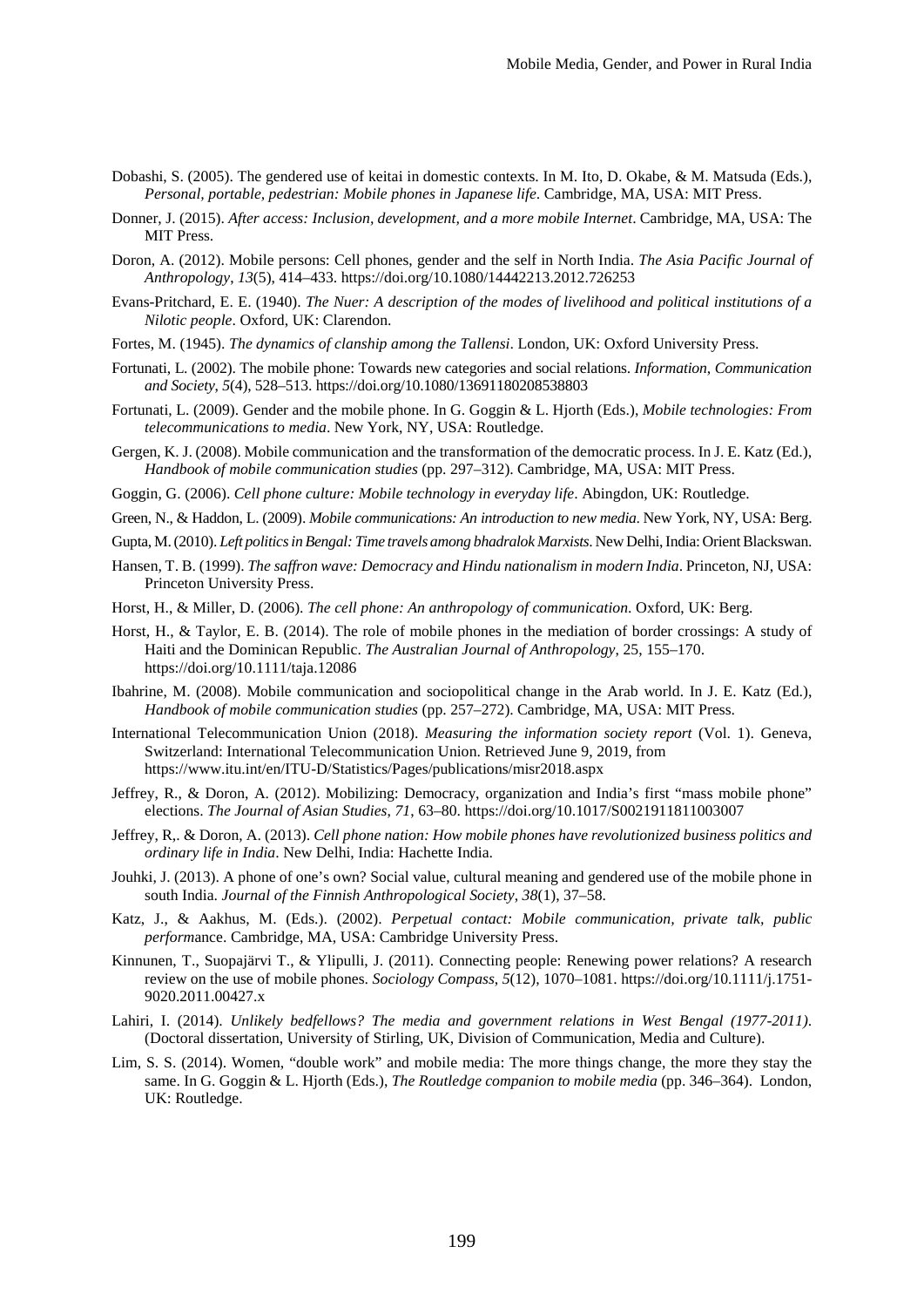Dobashi, S. (2005). The gendered use of keitai in domestic contexts. In M. Ito, D. Okabe, & M. Matsuda (Eds.), *Personal, portable, pedestrian: Mobile phones in Japanese life*. Cambridge, MA, USA: MIT Press.

Donner, J. (2015). *After access: Inclusion, development, and a more mobile Internet*. Cambridge, MA, USA: The MIT Press.

Doron, A. (2012). Mobile persons: Cell phones, gender and the self in North India. *The Asia Pacific Journal of Anthropology*, *13*(5), 414–433. https://doi.org/10.1080/14442213.2012.726253

Evans-Pritchard, E. E. (1940). *The Nuer: A description of the modes of livelihood and political institutions of a Nilotic people*. Oxford, UK: Clarendon.

Fortes, M. (1945). *The dynamics of clanship among the Tallensi*. London, UK: Oxford University Press.

Fortunati, L. (2002). The mobile phone: Towards new categories and social relations. *Information, Communication and Society*, *5*(4), 528–513. https://doi.org/10.1080/13691180208538803

Fortunati, L. (2009). Gender and the mobile phone. In G. Goggin & L. Hjorth (Eds.), *Mobile technologies: From telecommunications to media*. New York, NY, USA: Routledge.

Gergen, K. J. (2008). Mobile communication and the transformation of the democratic process. In J. E. Katz (Ed.), *Handbook of mobile communication studies* (pp. 297–312). Cambridge, MA, USA: MIT Press.

Goggin, G. (2006). *Cell phone culture: Mobile technology in everyday life*. Abingdon, UK: Routledge.

Green, N., & Haddon, L. (2009). *Mobile communications: An introduction to new media*. New York, NY, USA: Berg.

Gupta, M. (2010). *Left politics in Bengal: Time travels among bhadralok Marxists*. New Delhi, India: Orient Blackswan.

Hansen, T. B. (1999). *The saffron wave: Democracy and Hindu nationalism in modern India*. Princeton, NJ, USA: Princeton University Press.

Horst, H., & Miller, D. (2006). *The cell phone: An anthropology of communication*. Oxford, UK: Berg.

Horst, H., & Taylor, E. B. (2014). The role of mobile phones in the mediation of border crossings: A study of Haiti and the Dominican Republic. *The Australian Journal of Anthropology*, 25, 155–170. https://doi.org/10.1111/taja.12086

Ibahrine, M. (2008). Mobile communication and sociopolitical change in the Arab world. In J. E. Katz (Ed.), *Handbook of mobile communication studies* (pp. 257–272). Cambridge, MA, USA: MIT Press.

International Telecommunication Union (2018). *Measuring the information society report* (Vol. 1). Geneva, Switzerland: International Telecommunication Union. Retrieved June 9, 2019, from https://www.itu.int/en/ITU-D/Statistics/Pages/publications/misr2018.aspx

Jeffrey, R., & Doron, A. (2012). Mobilizing: Democracy, organization and India's first "mass mobile phone" elections. *The Journal of Asian Studies*, *71*, 63–80. https://doi.org/10.1017/S0021911811003007

Jeffrey, R,. & Doron, A. (2013). *Cell phone nation: How mobile phones have revolutionized business politics and ordinary life in India*. New Delhi, India: Hachette India.

Jouhki, J. (2013). A phone of one's own? Social value, cultural meaning and gendered use of the mobile phone in south India. *Journal of the Finnish Anthropological Society*, *38*(1), 37–58.

Katz, J., & Aakhus, M. (Eds.). (2002). *Perpetual contact: Mobile communication, private talk, public perform*ance. Cambridge, MA, USA: Cambridge University Press.

Kinnunen, T., Suopajärvi T., & Ylipulli, J. (2011). Connecting people: Renewing power relations? A research review on the use of mobile phones. *Sociology Compass*, *5*(12), 1070–1081. https://doi.org/10.1111/j.1751-9020.2011.00427.x

Lahiri, I. (2014). *Unlikely bedfellows? The media and government relations in West Bengal (1977-2011)*. (Doctoral dissertation, University of Stirling, UK, Division of Communication, Media and Culture).

Lim, S. S. (2014). Women, "double work" and mobile media: The more things change, the more they stay the same. In G. Goggin & L. Hjorth (Eds.), *The Routledge companion to mobile media* (pp. 346–364). London, UK: Routledge.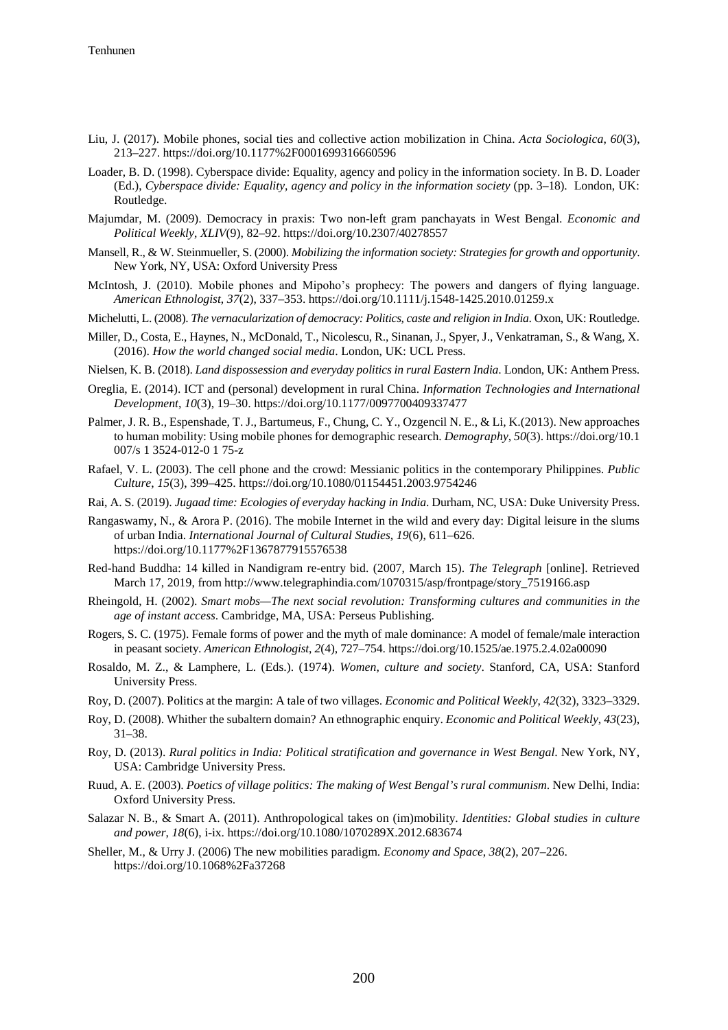Liu, J. (2017). Mobile phones, social ties and collective action mobilization in China. *Acta Sociologica*, *60*(3), 213–227. https://doi.org/10.1177%2F0001699316660596

Loader, B. D. (1998). Cyberspace divide: Equality, agency and policy in the information society. In B. D. Loader (Ed.), *Cyberspace divide: Equality, agency and policy in the information society* (pp. 3–18). London, UK: Routledge.

Majumdar, M. (2009). Democracy in praxis: Two non-left gram panchayats in West Bengal. *Economic and Political Weekly*, *XLIV*(9), 82–92. https://doi.org/10.2307/40278557

Mansell, R., & W. Steinmueller, S. (2000). *Mobilizing the information society: Strategies for growth and opportunity*. New York, NY, USA: Oxford University Press

McIntosh, J. (2010). Mobile phones and Mipoho's prophecy: The powers and dangers of flying language. *American Ethnologist*, *37*(2), 337–353. https://doi.org/10.1111/j.1548-1425.2010.01259.x

Michelutti, L. (2008). *The vernacularization of democracy: Politics, caste and religion in India*. Oxon, UK: Routledge.

Miller, D., Costa, E., Haynes, N., McDonald, T., Nicolescu, R., Sinanan, J., Spyer, J., Venkatraman, S., & Wang, X. (2016). *How the world changed social media*. London, UK: UCL Press.

Nielsen, K. B. (2018). *Land dispossession and everyday politics in rural Eastern India*. London, UK: Anthem Press.

Oreglia, E. (2014). ICT and (personal) development in rural China. *Information Technologies and International Development*, *10*(3), 19–30. https://doi.org/10.1177/0097700409337477

Palmer, J. R. B., Espenshade, T. J., Bartumeus, F., Chung, C. Y., Ozgencil N. E., & Li, K.(2013). New approaches to human mobility: Using mobile phones for demographic research. *Demography*, *50*(3). https://doi.org/10.1 007/s 1 3524-012-0 1 75-z

Rafael, V. L. (2003). The cell phone and the crowd: Messianic politics in the contemporary Philippines. *Public Culture*, *15*(3), 399–425. https://doi.org/10.1080/01154451.2003.9754246

Rai, A. S. (2019). *Jugaad time: Ecologies of everyday hacking in India*. Durham, NC, USA: Duke University Press.

Rangaswamy, N., & Arora P. (2016). The mobile Internet in the wild and every day: Digital leisure in the slums of urban India. *International Journal of Cultural Studies*, *19*(6), 611–626. https://doi.org/10.1177%2F1367877915576538

Red-hand Buddha: 14 killed in Nandigram re-entry bid. (2007, March 15). *The Telegraph* [online]. Retrieved March 17, 2019, from http://www.telegraphindia.com/1070315/asp/frontpage/story_7519166.asp

Rheingold, H. (2002). *Smart mobs—The next social revolution: Transforming cultures and communities in the age of instant access*. Cambridge, MA, USA: Perseus Publishing.

Rogers, S. C. (1975). Female forms of power and the myth of male dominance: A model of female/male interaction in peasant society. *American Ethnologist*, *2*(4), 727–754. https://doi.org/10.1525/ae.1975.2.4.02a00090

Rosaldo, M. Z., & Lamphere, L. (Eds.). (1974). *Women, culture and society*. Stanford, CA, USA: Stanford University Press.

Roy, D. (2007). Politics at the margin: A tale of two villages. *Economic and Political Weekly*, *42*(32), 3323–3329.

Roy, D. (2008). Whither the subaltern domain? An ethnographic enquiry. *Economic and Political Weekly*, *43*(23), 31–38.

Roy, D. (2013). *Rural politics in India: Political stratification and governance in West Bengal*. New York, NY, USA: Cambridge University Press.

Ruud, A. E. (2003). *Poetics of village politics: The making of West Bengal's rural communism*. New Delhi, India: Oxford University Press.

Salazar N. B., & Smart A. (2011). Anthropological takes on (im)mobility. *Identities: Global studies in culture and power*, *18*(6), i-ix. https://doi.org/10.1080/1070289X.2012.683674

Sheller, M., & Urry J. (2006) The new mobilities paradigm. *Economy and Space*, *38*(2), 207–226. https://doi.org/10.1068%2Fa37268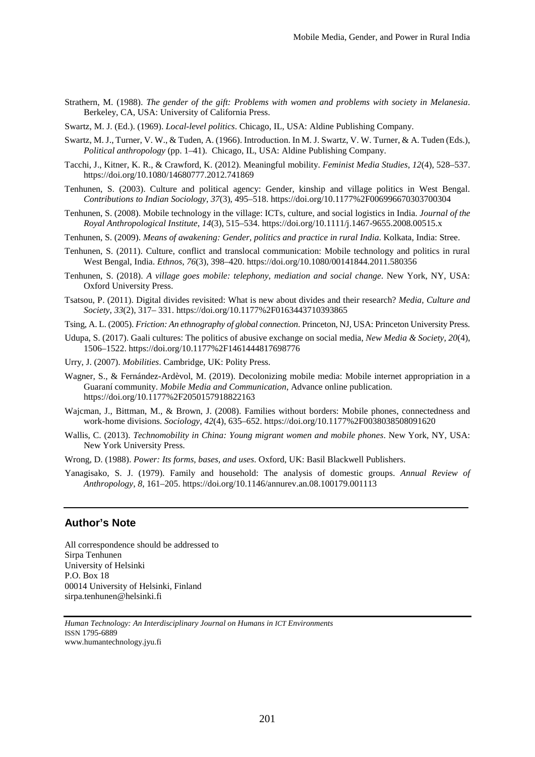Strathern, M. (1988). *The gender of the gift: Problems with women and problems with society in Melanesia*. Berkeley, CA, USA: University of California Press.

Swartz, M. J. (Ed.). (1969). *Local-level politics*. Chicago, IL, USA: Aldine Publishing Company.

Swartz, M. J., Turner, V. W., & Tuden, A. (1966). Introduction. In M. J. Swartz, V. W. Turner, & A. Tuden (Eds.), *Political anthropology* (pp. 1–41). Chicago, IL, USA: Aldine Publishing Company.

Tacchi, J., Kitner, K. R., & Crawford, K. (2012). Meaningful mobility. *Feminist Media Studies*, *12*(4), 528–537. https://doi.org/10.1080/14680777.2012.741869

Tenhunen, S. (2003). Culture and political agency: Gender, kinship and village politics in West Bengal. *Contributions to Indian Sociology*, *37*(3), 495–518. https://doi.org/10.1177%2F006996670303700304

Tenhunen, S. (2008). Mobile technology in the village: ICTs, culture, and social logistics in India. *Journal of the Royal Anthropological Institute*, *14*(3), 515–534. https://doi.org/10.1111/j.1467-9655.2008.00515.x

Tenhunen, S. (2009). *Means of awakening: Gender, politics and practice in rural India*. Kolkata, India: Stree.

Tenhunen, S. (2011). Culture, conflict and translocal communication: Mobile technology and politics in rural West Bengal, India. *Ethnos*, *76*(3), 398–420. https://doi.org/10.1080/00141844.2011.580356

Tenhunen, S. (2018). *A village goes mobile: telephony, mediation and social change*. New York, NY, USA: Oxford University Press.

Tsatsou, P. (2011). Digital divides revisited: What is new about divides and their research? *Media, Culture and Society*, *33*(2), 317– 331. https://doi.org/10.1177%2F0163443710393865

Tsing, A. L. (2005). *Friction: An ethnography of global connection*. Princeton, NJ, USA: Princeton University Press.

Udupa, S. (2017). Gaali cultures: The politics of abusive exchange on social media, *New Media & Society*, *20*(4), 1506–1522. https://doi.org/10.1177%2F1461444817698776

Urry, J. (2007). *Mobilities*. Cambridge, UK: Polity Press.

Wagner, S., & Fernández-Ardèvol, M. (2019). Decolonizing mobile media: Mobile internet appropriation in a Guaraní community. *Mobile Media and Communication*, Advance online publication. https://doi.org/10.1177%2F2050157918822163

Wajcman, J., Bittman, M., & Brown, J. (2008). Families without borders: Mobile phones, connectedness and work-home divisions. *Sociology*, *42*(4), 635–652. https://doi.org/10.1177%2F0038038508091620

Wallis, C. (2013). *Technomobility in China: Young migrant women and mobile phones*. New York, NY, USA: New York University Press.

Wrong, D. (1988). *Power: Its forms, bases, and uses*. Oxford, UK: Basil Blackwell Publishers.

Yanagisako, S. J. (1979). Family and household: The analysis of domestic groups. *Annual Review of Anthropology*, *8*, 161–205. https://doi.org/10.1146/annurev.an.08.100179.001113

## Author's Note

All correspondence should be addressed to
Sirpa Tenhunen
University of Helsinki
P.O. Box 18
00014 University of Helsinki, Finland
sirpa.tenhunen@helsinki.fi

*Human Technology: An Interdisciplinary Journal on Humans in ICT Environments*
ISSN 1795-6889
www.humantechnology.jyu.fi